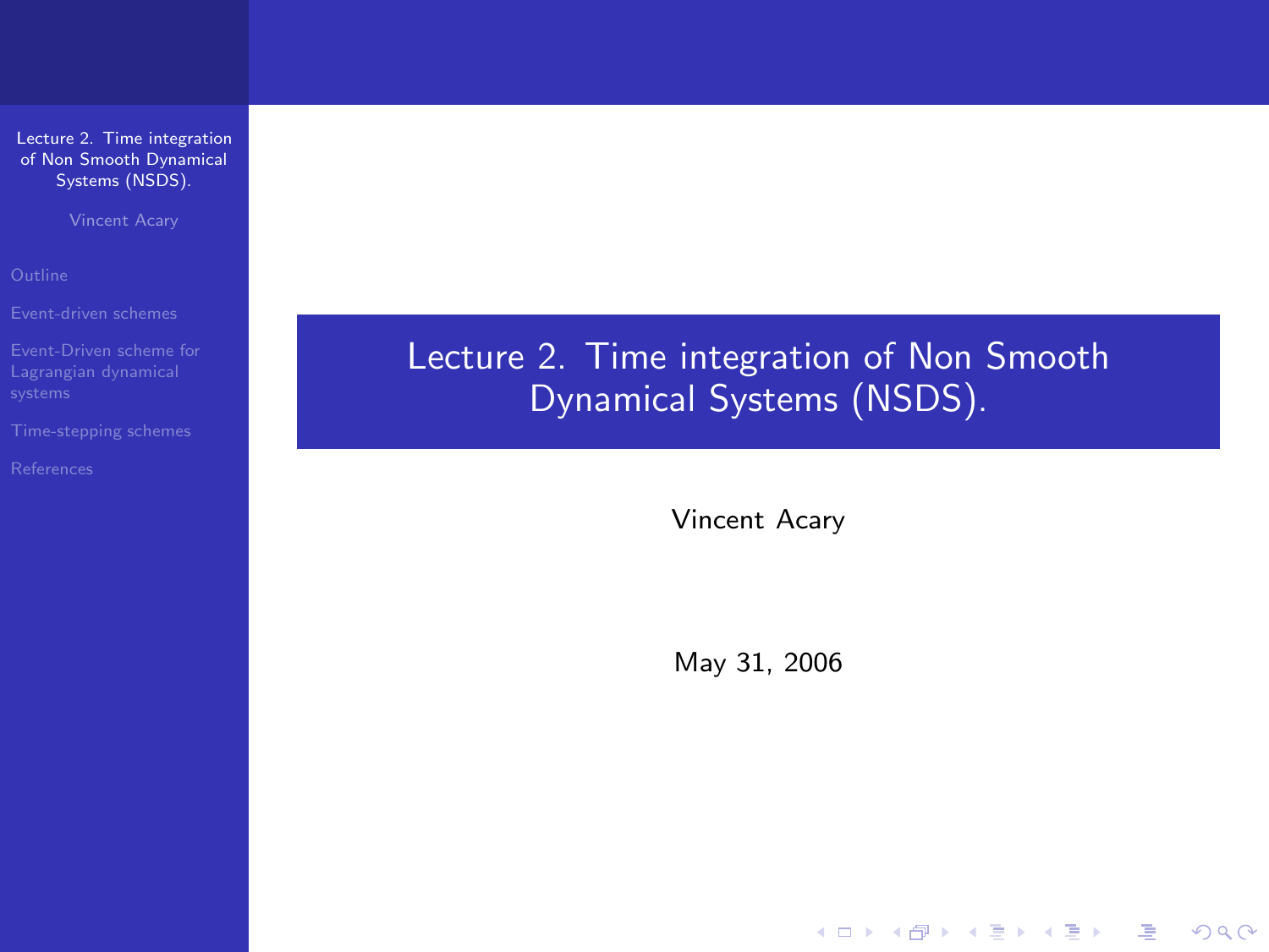# Lecture 2. Time integration of Non Smooth Dynamical Systems (NSDS).

Vincent Acary

May 31, 2006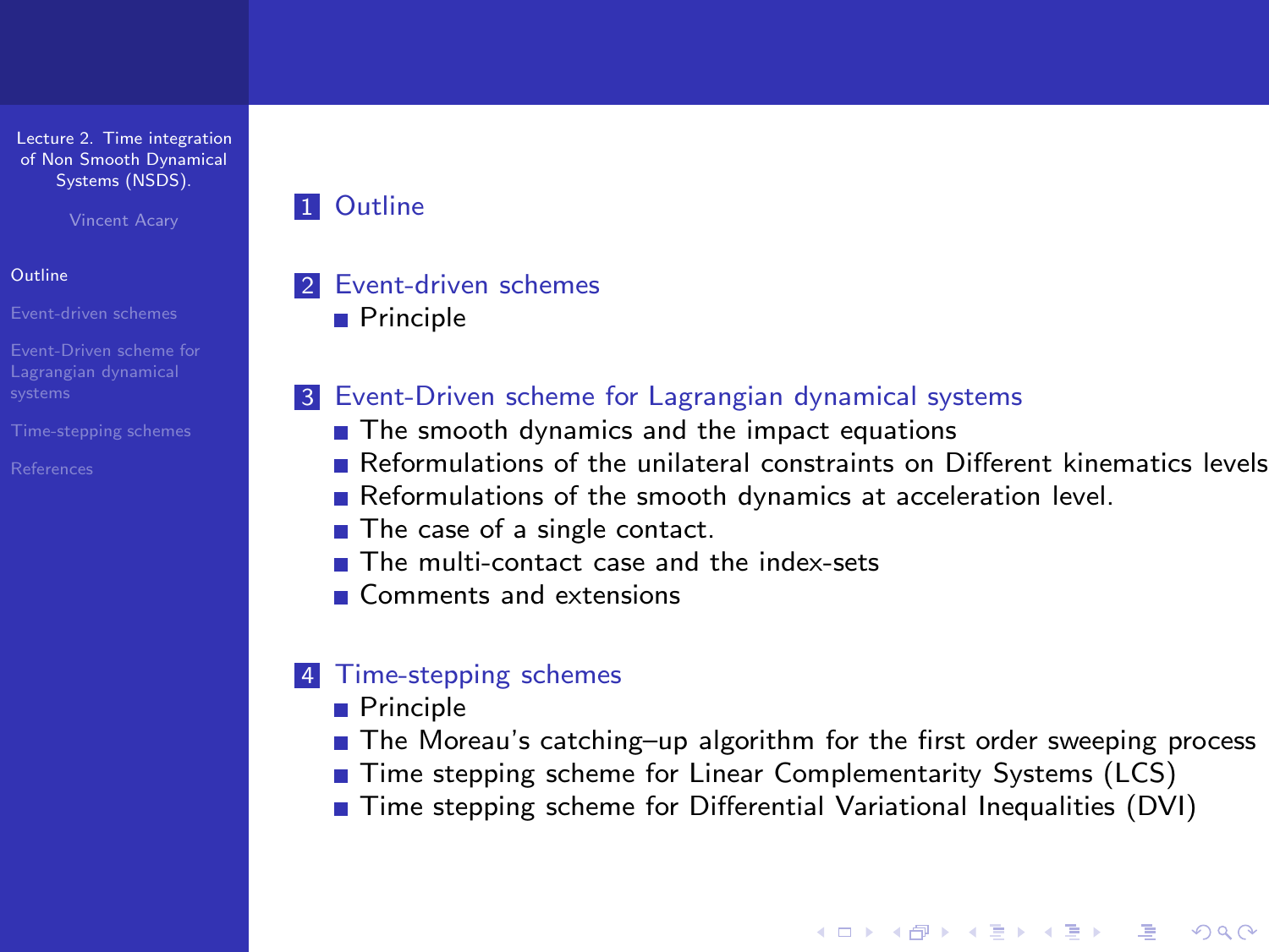1. Outline

2. Event-driven schemes
   - Principle

3. Event-Driven scheme for Lagrangian dynamical systems
   - The smooth dynamics and the impact equations
   - Reformulations of the unilateral constraints on Different kinematics levels
   - Reformulations of the smooth dynamics at acceleration level.
   - The case of a single contact.
   - The multi-contact case and the index-sets
   - Comments and extensions

4. Time-stepping schemes
   - Principle
   - The Moreau's catching–up algorithm for the first order sweeping process
   - Time stepping scheme for Linear Complementarity Systems (LCS)
   - Time stepping scheme for Differential Variational Inequalities (DVI)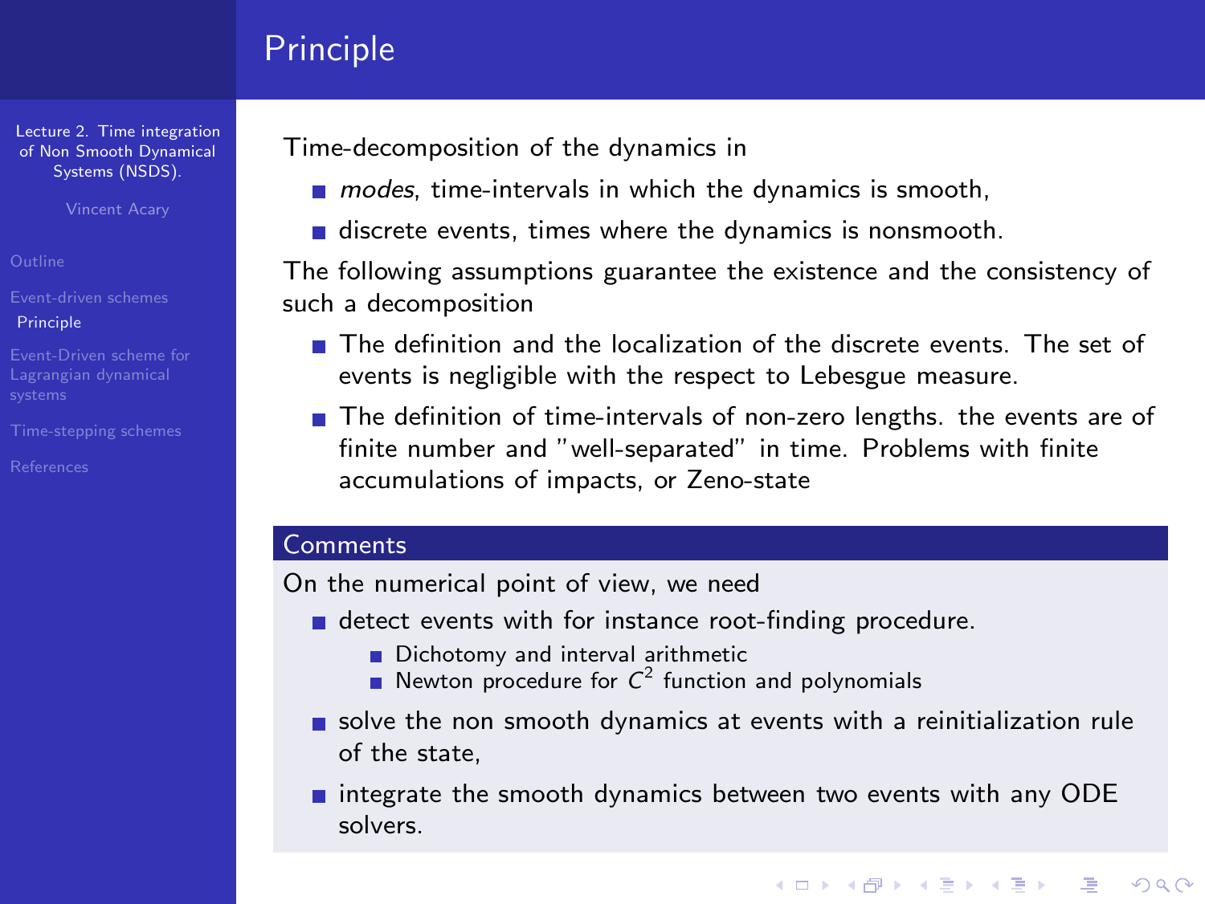## Principle

Time-decomposition of the dynamics in

- *modes*, time-intervals in which the dynamics is smooth,
- discrete events, times where the dynamics is nonsmooth.

The following assumptions guarantee the existence and the consistency of such a decomposition

- The definition and the localization of the discrete events. The set of events is negligible with the respect to Lebesgue measure.
- The definition of time-intervals of non-zero lengths. the events are of finite number and "well-separated" in time. Problems with finite accumulations of impacts, or Zeno-state

### Comments

On the numerical point of view, we need

- detect events with for instance root-finding procedure.
  - Dichotomy and interval arithmetic
  - Newton procedure for $C^2$ function and polynomials
- solve the non smooth dynamics at events with a reinitialization rule of the state,
- integrate the smooth dynamics between two events with any ODE solvers.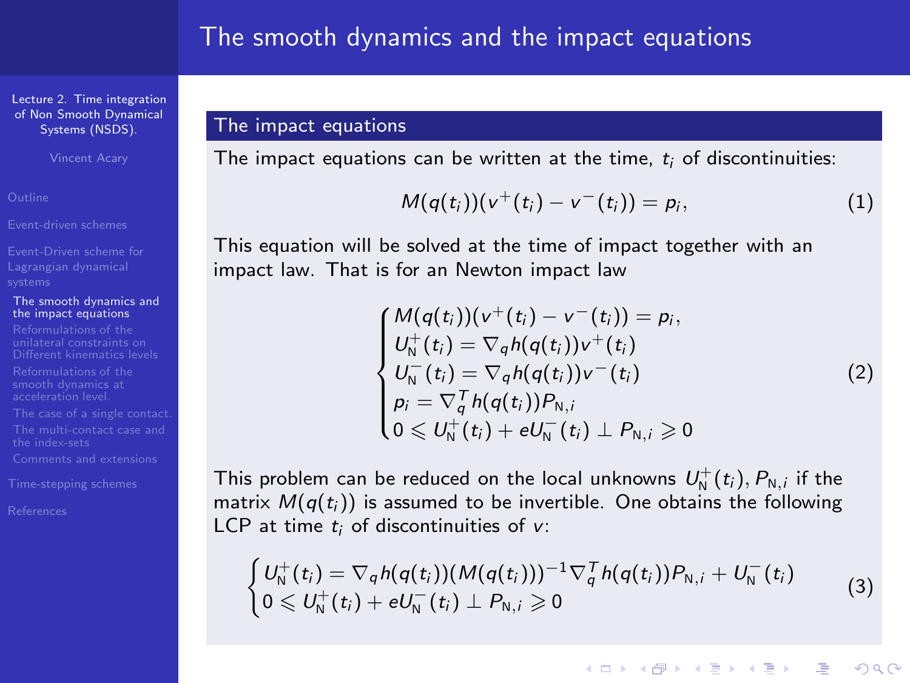# The smooth dynamics and the impact equations

## The impact equations

The impact equations can be written at the time, $t_i$ of discontinuities:

$$M(q(t_i))(v^+(t_i) - v^-(t_i)) = p_i, \tag{1}$$

This equation will be solved at the time of impact together with an impact law. That is for an Newton impact law

$$\begin{cases} M(q(t_i))(v^+(t_i) - v^-(t_i)) = p_i, \\ U_{\mathrm{N}}^+(t_i) = \nabla_q h(q(t_i)) v^+(t_i) \\ U_{\mathrm{N}}^-(t_i) = \nabla_q h(q(t_i)) v^-(t_i) \\ p_i = \nabla_q^T h(q(t_i)) P_{\mathrm{N},i} \\ 0 \leqslant U_{\mathrm{N}}^+(t_i) + e U_{\mathrm{N}}^-(t_i) \perp P_{\mathrm{N},i} \geqslant 0 \end{cases} \tag{2}$$

This problem can be reduced on the local unknowns $U_{\mathrm{N}}^+(t_i), P_{\mathrm{N},i}$ if the matrix $M(q(t_i))$ is assumed to be invertible. One obtains the following LCP at time $t_i$ of discontinuities of $v$:

$$\begin{cases} U_{\mathrm{N}}^+(t_i) = \nabla_q h(q(t_i))(M(q(t_i)))^{-1} \nabla_q^T h(q(t_i)) P_{\mathrm{N},i} + U_{\mathrm{N}}^-(t_i) \\ 0 \leqslant U_{\mathrm{N}}^+(t_i) + e U_{\mathrm{N}}^-(t_i) \perp P_{\mathrm{N},i} \geqslant 0 \end{cases} \tag{3}$$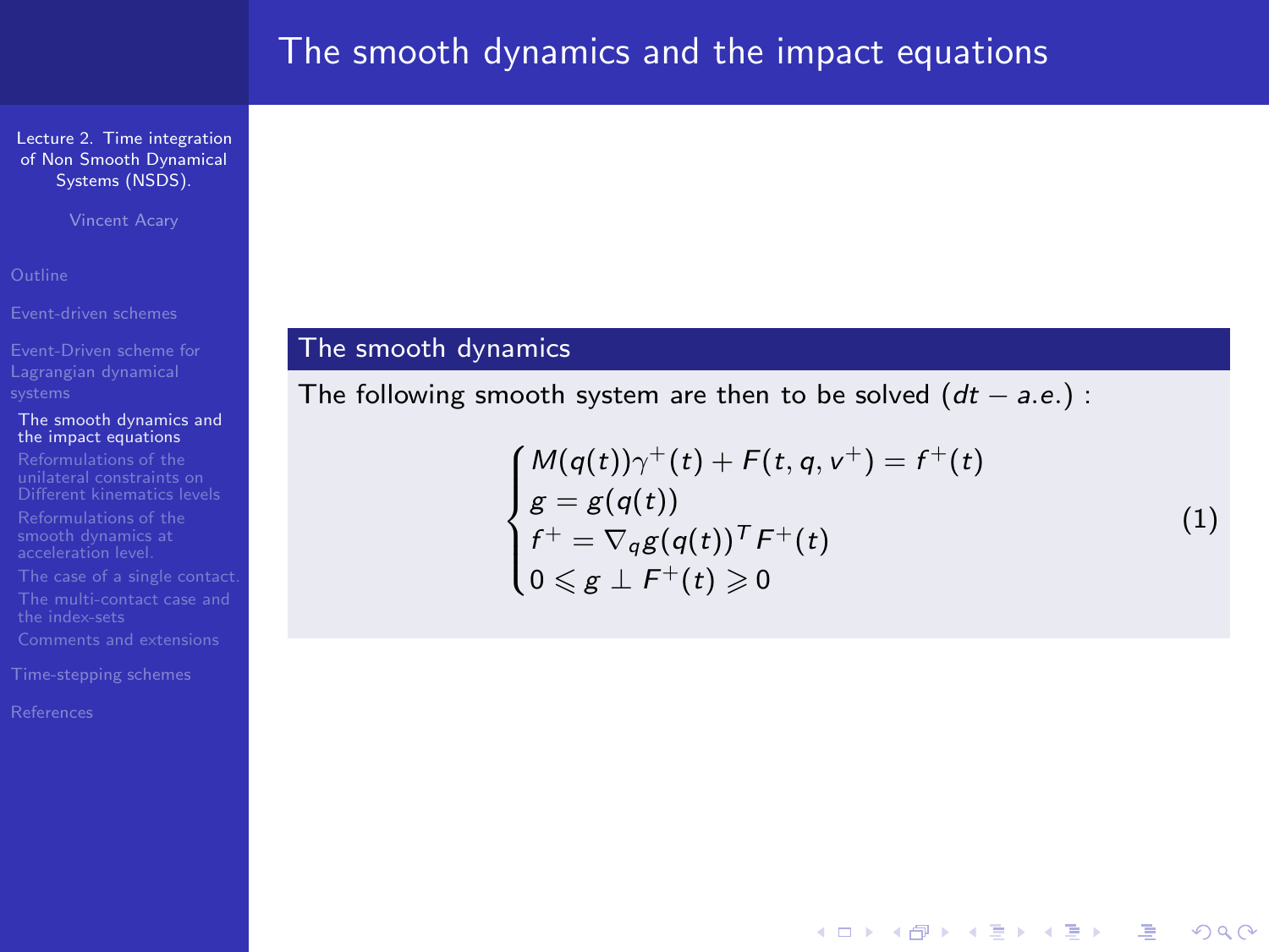# The smooth dynamics and the impact equations

## The smooth dynamics

The following smooth system are then to be solved ($dt - a.e.$) :

$$
\begin{cases}
M(q(t))\gamma^+(t) + F(t, q, v^+) = f^+(t) \\
g = g(q(t)) \\
f^+ = \nabla_q g(q(t))^T F^+(t) \\
0 \leqslant g \perp F^+(t) \geqslant 0
\end{cases}
\tag{1}
$$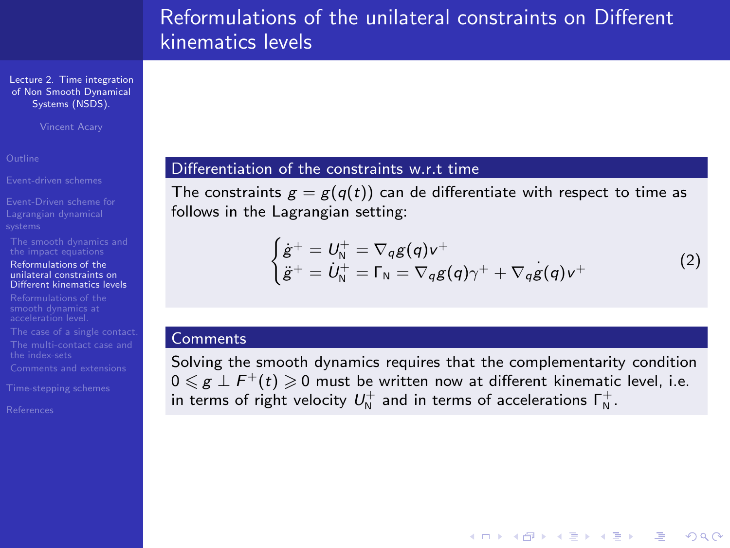# Reformulations of the unilateral constraints on Different kinematics levels

### Differentiation of the constraints w.r.t time

The constraints $g = g(q(t))$ can de differentiate with respect to time as follows in the Lagrangian setting:

$$\begin{cases} \dot{g}^+ = U_{\mathrm{N}}^+ = \nabla_q g(q) v^+ \\ \ddot{g}^+ = \dot{U}_{\mathrm{N}}^+ = \Gamma_{\mathrm{N}} = \nabla_q g(q) \gamma^+ + \nabla_q \dot{g}(q) v^+ \end{cases} \tag{2}$$

### Comments

Solving the smooth dynamics requires that the complementarity condition $0 \leqslant g \perp F^+(t) \geqslant 0$ must be written now at different kinematic level, i.e. in terms of right velocity $U_{\mathrm{N}}^+$ and in terms of accelerations $\Gamma_{\mathrm{N}}^+$.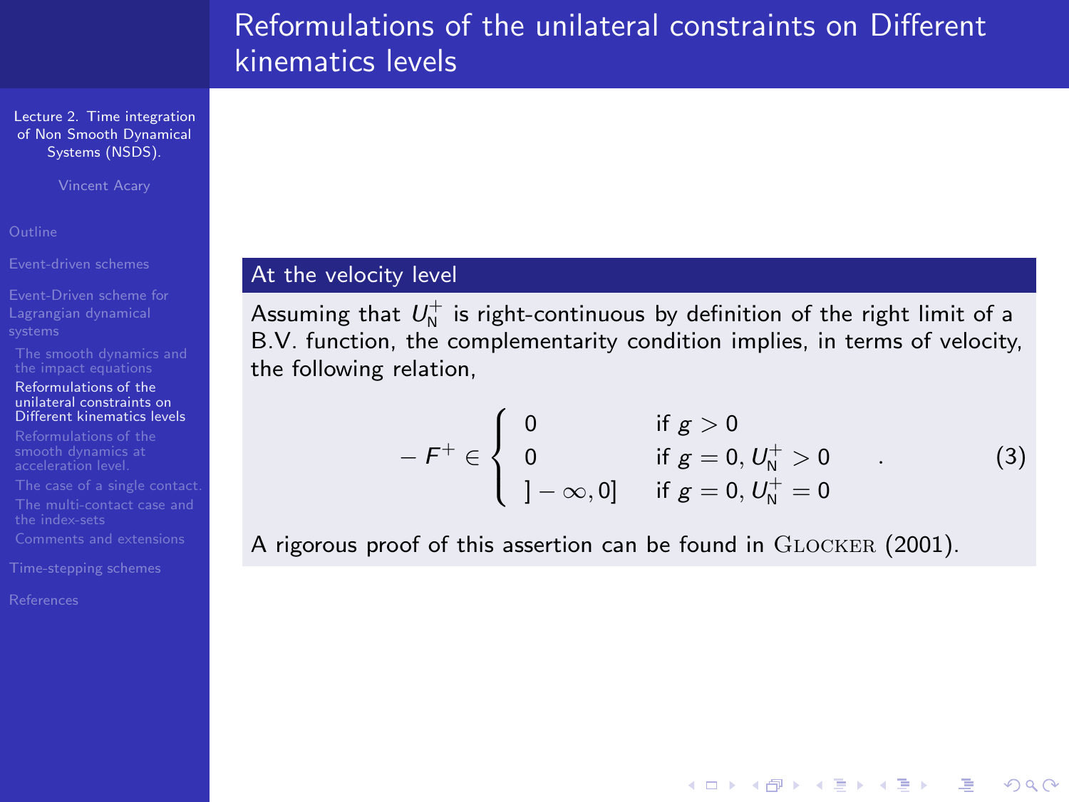# Reformulations of the unilateral constraints on Different kinematics levels

## At the velocity level

Assuming that $U_{\mathrm{N}}^{+}$ is right-continuous by definition of the right limit of a B.V. function, the complementarity condition implies, in terms of velocity, the following relation,

$$
-F^{+} \in \begin{cases} 0 & \text{if } g > 0 \\ 0 & \text{if } g = 0, U_{\mathrm{N}}^{+} > 0 \\ ]-\infty, 0] & \text{if } g = 0, U_{\mathrm{N}}^{+} = 0 \end{cases} \quad . \tag{3}
$$

A rigorous proof of this assertion can be found in Glocker (2001).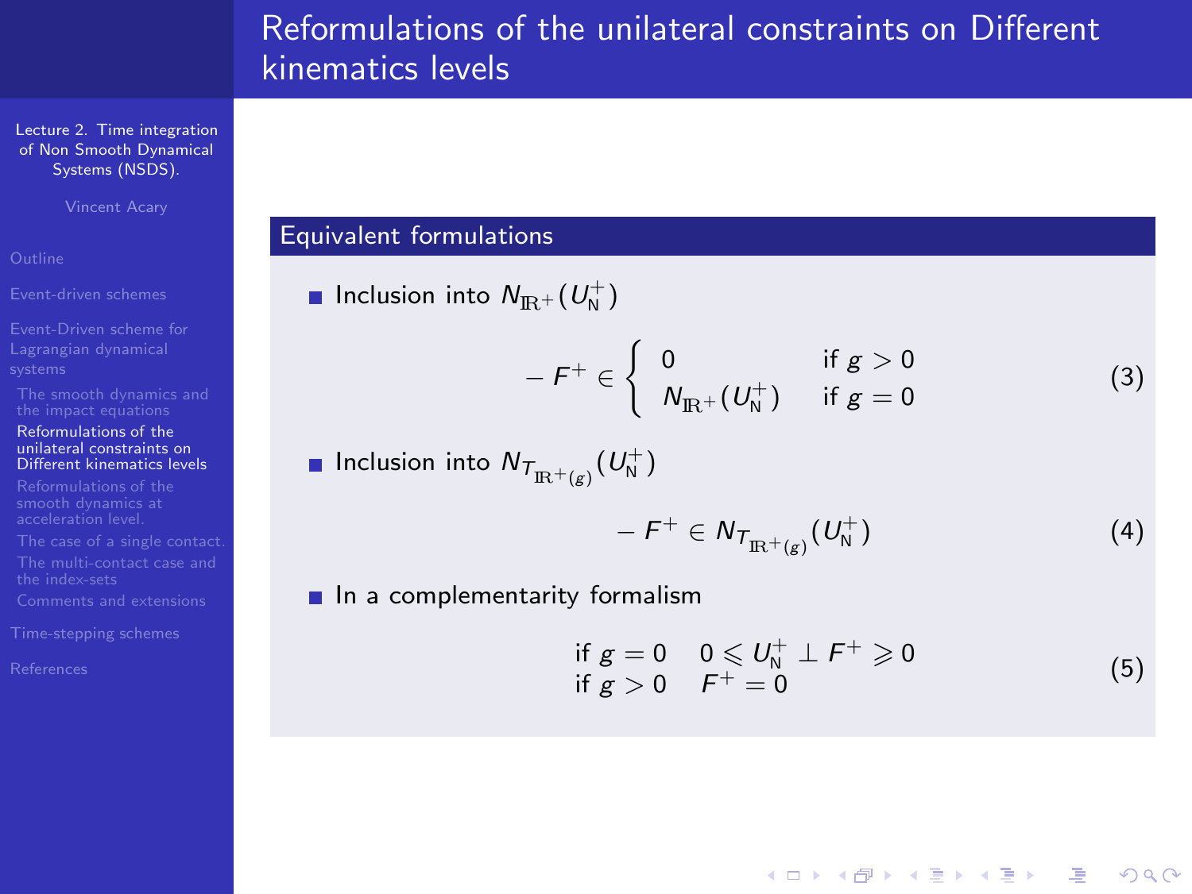# Reformulations of the unilateral constraints on Different kinematics levels

## Equivalent formulations

- Inclusion into $N_{\mathbb{R}^+}(U_{\mathrm{N}}^+)$

$$- F^+ \in \begin{cases} 0 & \text{if } g > 0 \\ N_{\mathbb{R}^+}(U_{\mathrm{N}}^+) & \text{if } g = 0 \end{cases} \tag{3}$$

- Inclusion into $N_{T_{\mathbb{R}^+(g)}}(U_{\mathrm{N}}^+)$

$$- F^+ \in N_{T_{\mathbb{R}^+(g)}}(U_{\mathrm{N}}^+) \tag{4}$$

- In a complementarity formalism

$$\begin{array}{ll} \text{if } g = 0 & 0 \leqslant U_{\mathrm{N}}^+ \perp F^+ \geqslant 0 \\ \text{if } g > 0 & F^+ = 0 \end{array} \tag{5}$$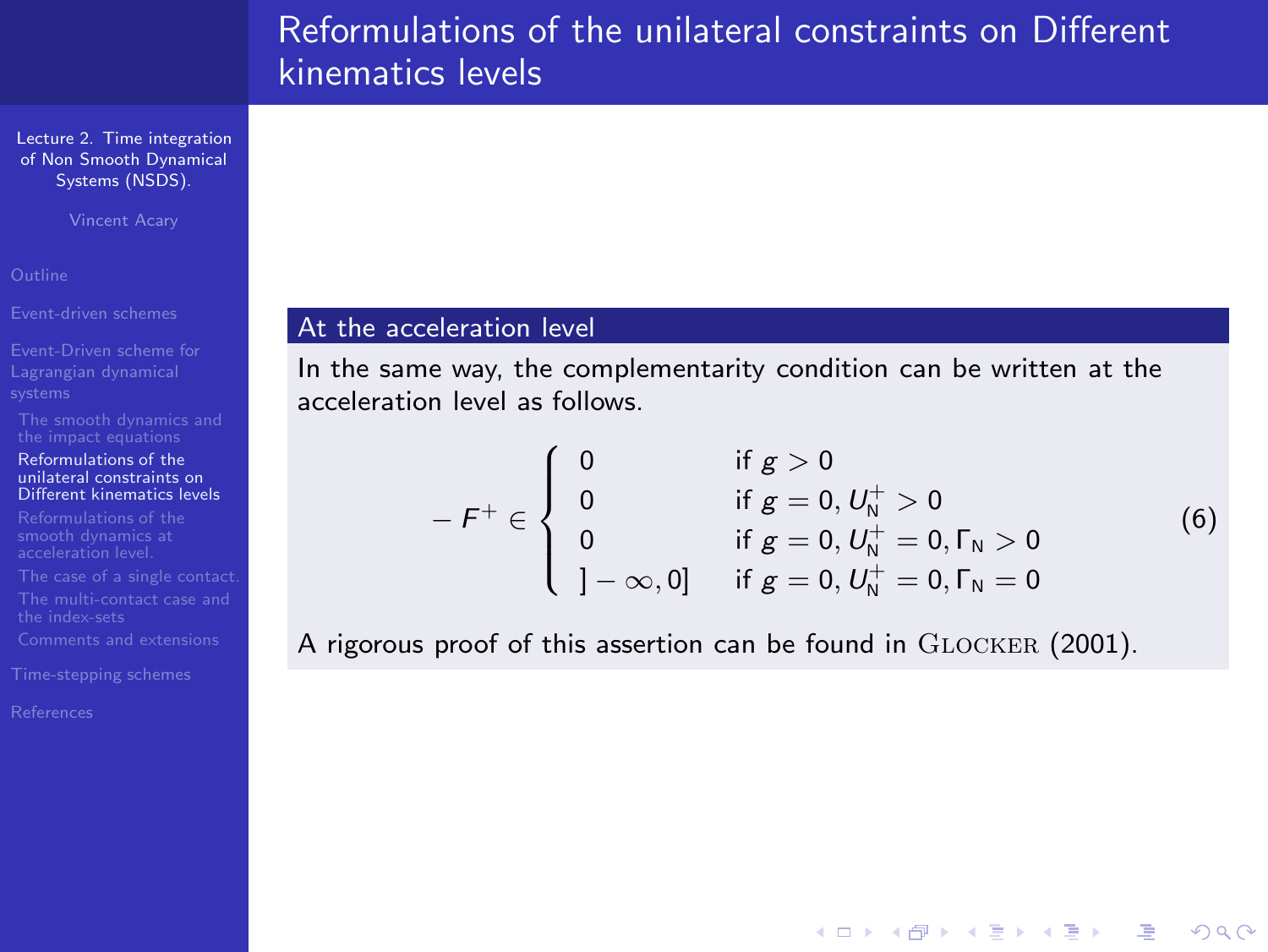# Reformulations of the unilateral constraints on Different kinematics levels

## At the acceleration level

In the same way, the complementarity condition can be written at the acceleration level as follows.

$$
-F^{+} \in \begin{cases} 0 & \text{if } g > 0 \\ 0 & \text{if } g = 0, U_{\mathrm{N}}^{+} > 0 \\ 0 & \text{if } g = 0, U_{\mathrm{N}}^{+} = 0, \Gamma_{\mathrm{N}} > 0 \\ ]-\infty, 0] & \text{if } g = 0, U_{\mathrm{N}}^{+} = 0, \Gamma_{\mathrm{N}} = 0 \end{cases} \tag{6}
$$

A rigorous proof of this assertion can be found in Glocker (2001).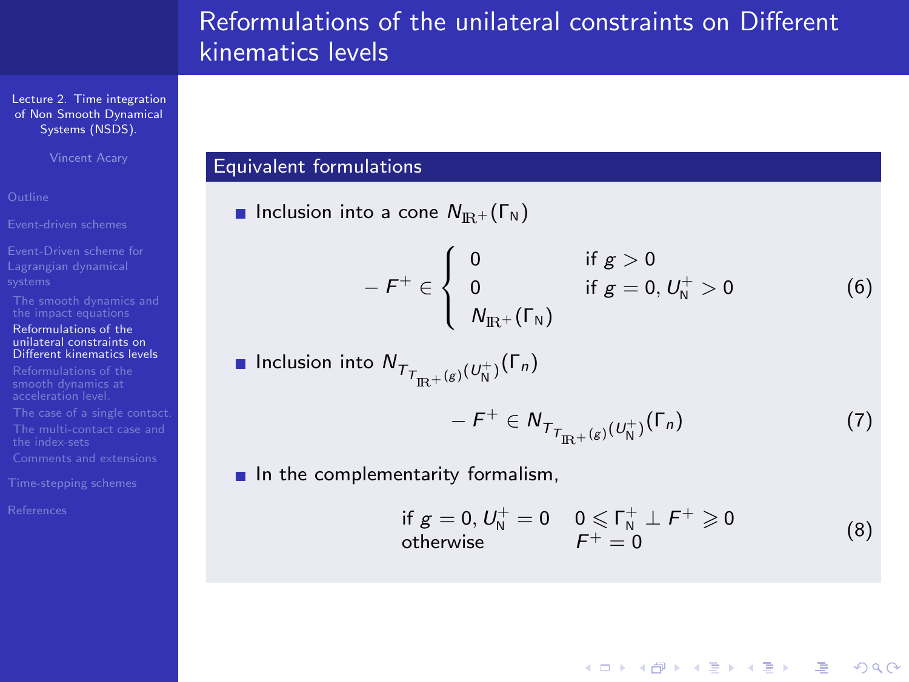# Reformulations of the unilateral constraints on Different kinematics levels

## Equivalent formulations

- Inclusion into a cone $N_{\mathbb{R}^+}(\Gamma_N)$

$$-F^+ \in \begin{cases} 0 & \text{if } g > 0 \\ 0 & \text{if } g = 0, U_N^+ > 0 \\ N_{\mathbb{R}^+}(\Gamma_N) \end{cases} \tag{6}$$

- Inclusion into $N_{T_{T_{\mathbb{R}^+}(g)}(U_N^+)}(\Gamma_n)$

$$-F^+ \in N_{T_{T_{\mathbb{R}^+}(g)}(U_N^+)}(\Gamma_n) \tag{7}$$

- In the complementarity formalism,

$$\begin{array}{ll} \text{if } g = 0, U_N^+ = 0 & 0 \leqslant \Gamma_N^+ \perp F^+ \geqslant 0 \\ \text{otherwise} & F^+ = 0 \end{array} \tag{8}$$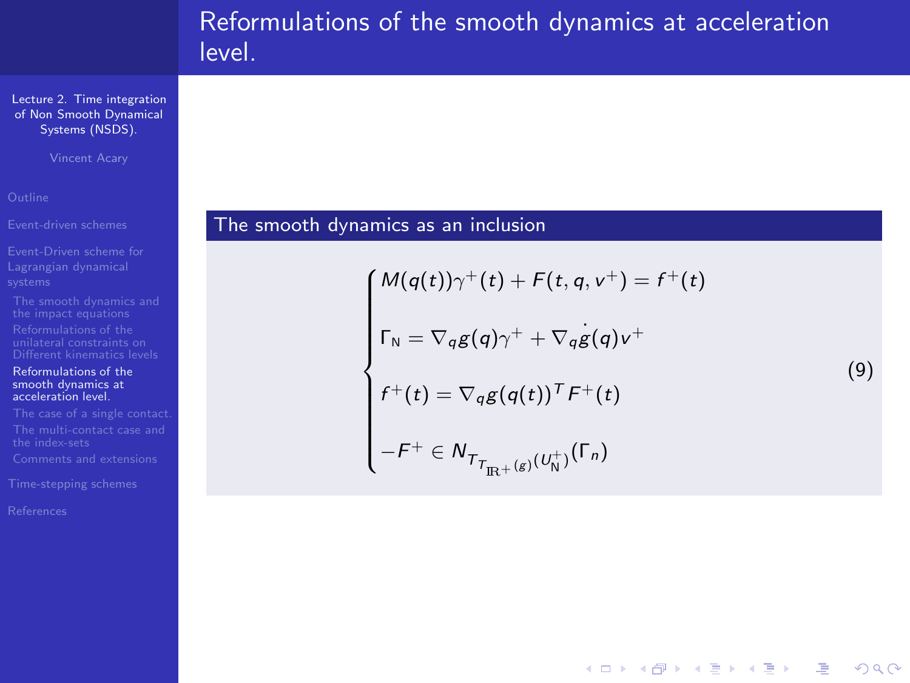# Reformulations of the smooth dynamics at acceleration level.

## The smooth dynamics as an inclusion

$$
\begin{cases}
M(q(t))\gamma^+(t) + F(t, q, v^+) = f^+(t) \\
\\
\Gamma_{\mathrm{N}} = \nabla_q g(q)\gamma^+ + \nabla_q \dot{g}(q) v^+ \\
\\
f^+(t) = \nabla_q g(q(t))^T F^+(t) \\
\\
-F^+ \in N_{T_{T_{\mathbb{R}^+}(g)}(U_{\mathrm{N}}^+)}(\Gamma_n)
\end{cases}
\tag{9}
$$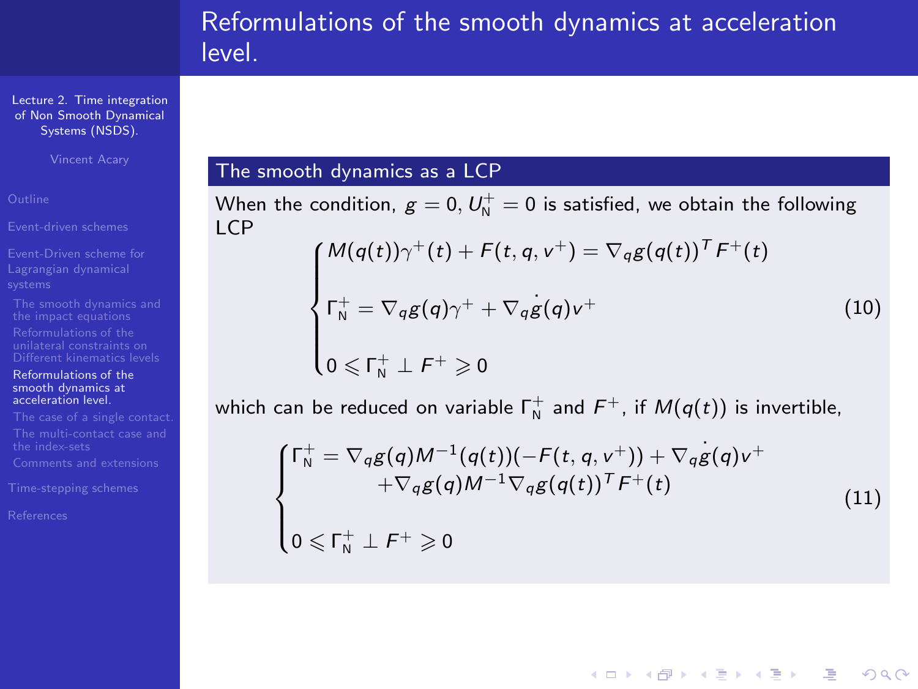# Reformulations of the smooth dynamics at acceleration level.

## The smooth dynamics as a LCP

When the condition, $g = 0$, $U_{\mathrm{N}}^{+} = 0$ is satisfied, we obtain the following LCP

$$
\begin{cases}
M(q(t))\gamma^{+}(t) + F(t, q, v^{+}) = \nabla_q g(q(t))^T F^{+}(t) \\[2ex]
\Gamma_{\mathrm{N}}^{+} = \nabla_q g(q)\gamma^{+} + \nabla_q \dot{g}(q) v^{+} \\[2ex]
0 \leqslant \Gamma_{\mathrm{N}}^{+} \perp F^{+} \geqslant 0
\end{cases}
\tag{10}
$$

which can be reduced on variable $\Gamma_{\mathrm{N}}^{+}$ and $F^{+}$, if $M(q(t))$ is invertible,

$$
\begin{cases}
\Gamma_{\mathrm{N}}^{+} = \nabla_q g(q) M^{-1}(q(t))(-F(t, q, v^{+})) + \nabla_q \dot{g}(q) v^{+} \\
\qquad\qquad + \nabla_q g(q) M^{-1} \nabla_q g(q(t))^T F^{+}(t) \\[2ex]
0 \leqslant \Gamma_{\mathrm{N}}^{+} \perp F^{+} \geqslant 0
\end{cases}
\tag{11}
$$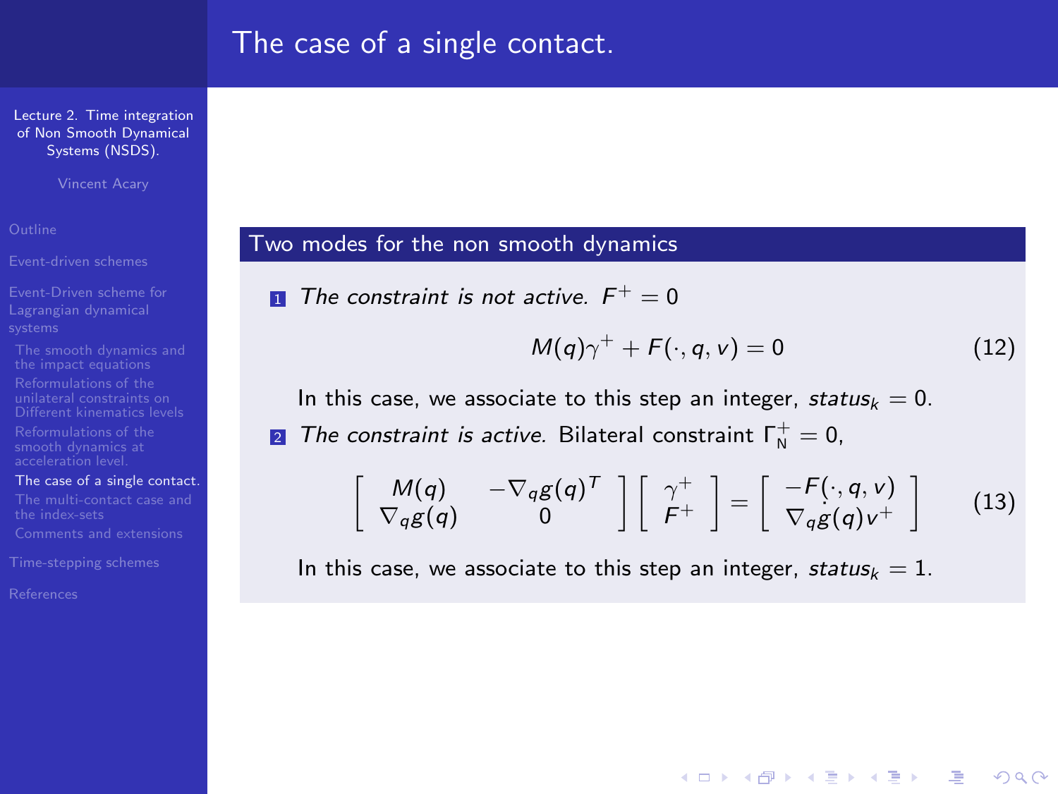# The case of a single contact.

## Two modes for the non smooth dynamics

1. *The constraint is not active.* $F^+ = 0$

$$M(q)\gamma^+ + F(\cdot, q, v) = 0 \tag{12}$$

In this case, we associate to this step an integer, $status_k = 0$.

2. *The constraint is active.* Bilateral constraint $\Gamma_{\mathrm{N}}^+ = 0$,

$$\begin{bmatrix} M(q) & -\nabla_q g(q)^T \\ \nabla_q g(q) & 0 \end{bmatrix} \begin{bmatrix} \gamma^+ \\ F^+ \end{bmatrix} = \begin{bmatrix} -F(\cdot, q, v) \\ \nabla_q \dot{g}(q) v^+ \end{bmatrix} \tag{13}$$

In this case, we associate to this step an integer, $status_k = 1$.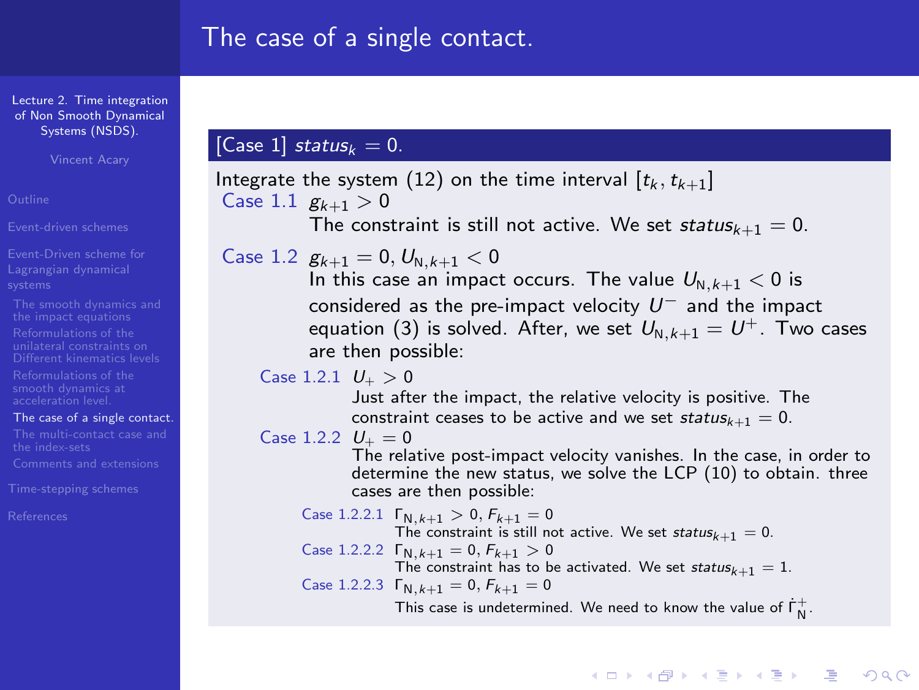# The case of a single contact.

**[Case 1] $status_k = 0$.**

Integrate the system (12) on the time interval $[t_k, t_{k+1}]$

- **Case 1.1** $g_{k+1} > 0$
  The constraint is still not active. We set $status_{k+1} = 0$.
- **Case 1.2** $g_{k+1} = 0$, $U_{\mathrm{N},k+1} < 0$
  In this case an impact occurs. The value $U_{\mathrm{N},k+1} < 0$ is considered as the pre-impact velocity $U^-$ and the impact equation (3) is solved. After, we set $U_{\mathrm{N},k+1} = U^+$. Two cases are then possible:
  - **Case 1.2.1** $U_+ > 0$
    Just after the impact, the relative velocity is positive. The constraint ceases to be active and we set $status_{k+1} = 0$.
  - **Case 1.2.2** $U_+ = 0$
    The relative post-impact velocity vanishes. In the case, in order to determine the new status, we solve the LCP (10) to obtain. three cases are then possible:
    - **Case 1.2.2.1** $\Gamma_{\mathrm{N},k+1} > 0$, $F_{k+1} = 0$
      The constraint is still not active. We set $status_{k+1} = 0$.
    - **Case 1.2.2.2** $\Gamma_{\mathrm{N},k+1} = 0$, $F_{k+1} > 0$
      The constraint has to be activated. We set $status_{k+1} = 1$.
    - **Case 1.2.2.3** $\Gamma_{\mathrm{N},k+1} = 0$, $F_{k+1} = 0$
      This case is undetermined. We need to know the value of $\dot{\Gamma}^+_{\mathrm{N}}$.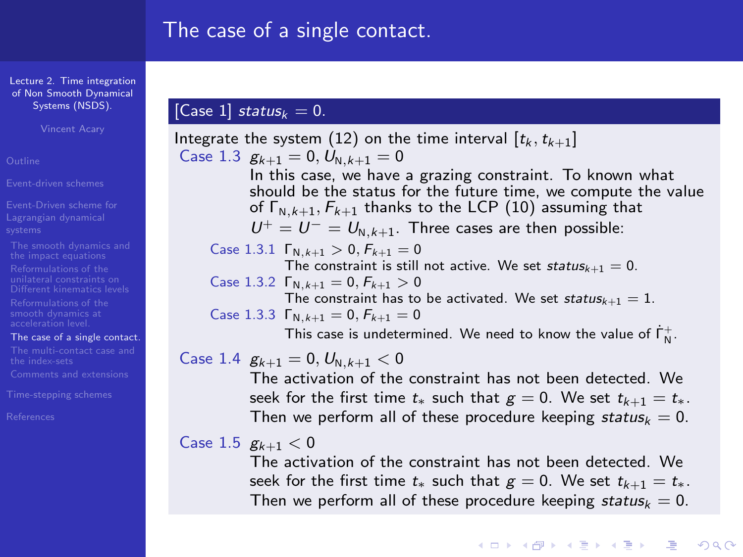# The case of a single contact.

**[Case 1] $status_k = 0$.**

Integrate the system (12) on the time interval $[t_k, t_{k+1}]$

**Case 1.3** $g_{k+1} = 0$, $U_{\mathrm{N},k+1} = 0$

In this case, we have a grazing constraint. To known what should be the status for the future time, we compute the value of $\Gamma_{\mathrm{N},k+1}, F_{k+1}$ thanks to the LCP (10) assuming that $U^+ = U^- = U_{\mathrm{N},k+1}$. Three cases are then possible:

- **Case 1.3.1** $\Gamma_{\mathrm{N},k+1} > 0$, $F_{k+1} = 0$
  The constraint is still not active. We set $status_{k+1} = 0$.
- **Case 1.3.2** $\Gamma_{\mathrm{N},k+1} = 0$, $F_{k+1} > 0$
  The constraint has to be activated. We set $status_{k+1} = 1$.
- **Case 1.3.3** $\Gamma_{\mathrm{N},k+1} = 0$, $F_{k+1} = 0$
  This case is undetermined. We need to know the value of $\dot{\Gamma}^+_{\mathrm{N}}$.

**Case 1.4** $g_{k+1} = 0$, $U_{\mathrm{N},k+1} < 0$

The activation of the constraint has not been detected. We seek for the first time $t_*$ such that $g = 0$. We set $t_{k+1} = t_*$. Then we perform all of these procedure keeping $status_k = 0$.

**Case 1.5** $g_{k+1} < 0$

The activation of the constraint has not been detected. We seek for the first time $t_*$ such that $g = 0$. We set $t_{k+1} = t_*$. Then we perform all of these procedure keeping $status_k = 0$.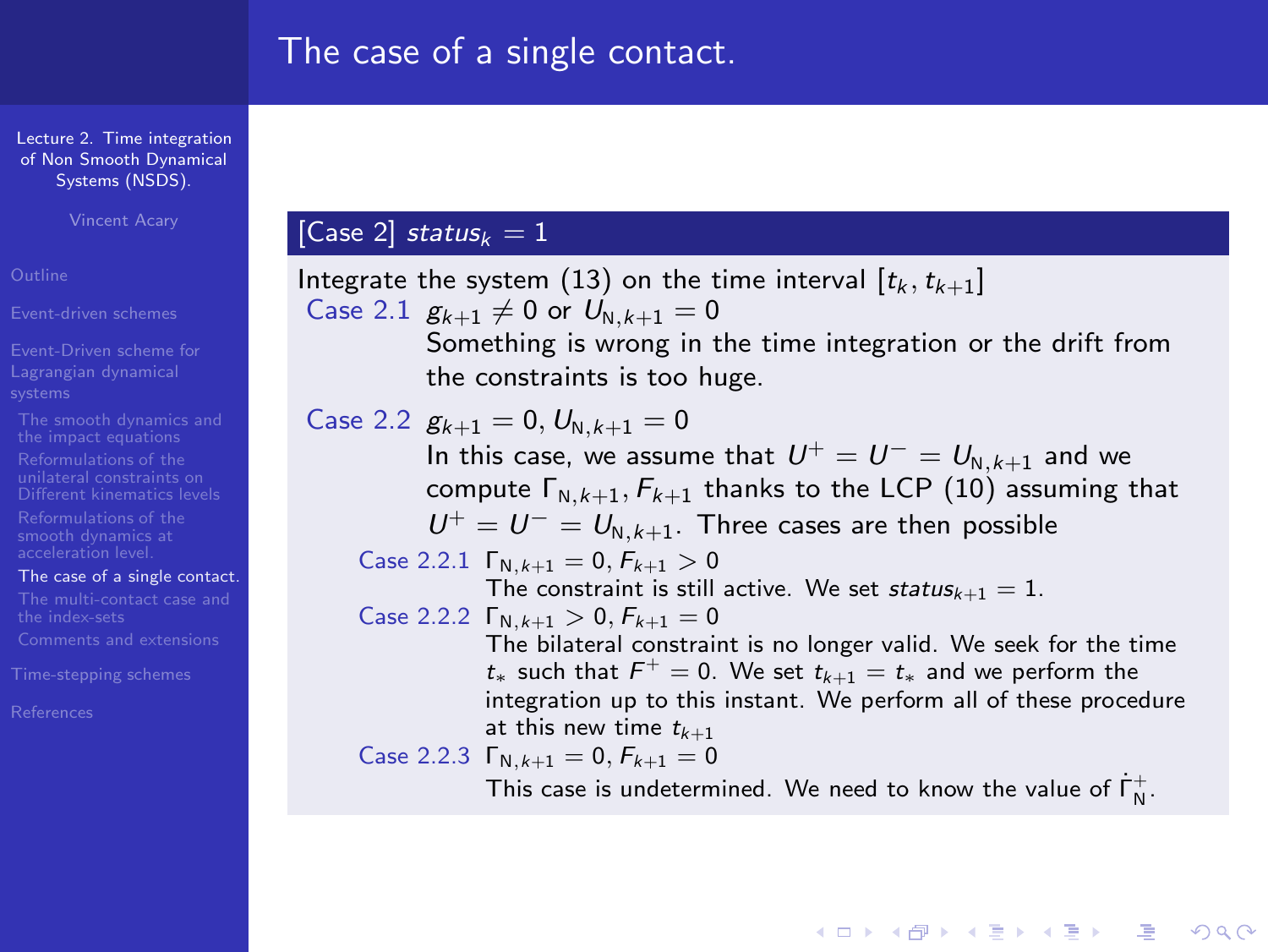# The case of a single contact.

**[Case 2] $status_k = 1$**

Integrate the system (13) on the time interval $[t_k, t_{k+1}]$

**Case 2.1** $g_{k+1} \neq 0$ or $U_{\mathrm{N},k+1} = 0$

Something is wrong in the time integration or the drift from the constraints is too huge.

**Case 2.2** $g_{k+1} = 0, U_{\mathrm{N},k+1} = 0$

In this case, we assume that $U^+ = U^- = U_{\mathrm{N},k+1}$ and we compute $\Gamma_{\mathrm{N},k+1}, F_{k+1}$ thanks to the LCP (10) assuming that $U^+ = U^- = U_{\mathrm{N},k+1}$. Three cases are then possible

- **Case 2.2.1** $\Gamma_{\mathrm{N},k+1} = 0, F_{k+1} > 0$

  The constraint is still active. We set $status_{k+1} = 1$.

- **Case 2.2.2** $\Gamma_{\mathrm{N},k+1} > 0, F_{k+1} = 0$

  The bilateral constraint is no longer valid. We seek for the time $t_*$ such that $F^+ = 0$. We set $t_{k+1} = t_*$ and we perform the integration up to this instant. We perform all of these procedure at this new time $t_{k+1}$

- **Case 2.2.3** $\Gamma_{\mathrm{N},k+1} = 0, F_{k+1} = 0$

  This case is undetermined. We need to know the value of $\dot{\Gamma}^+_{\mathrm{N}}$.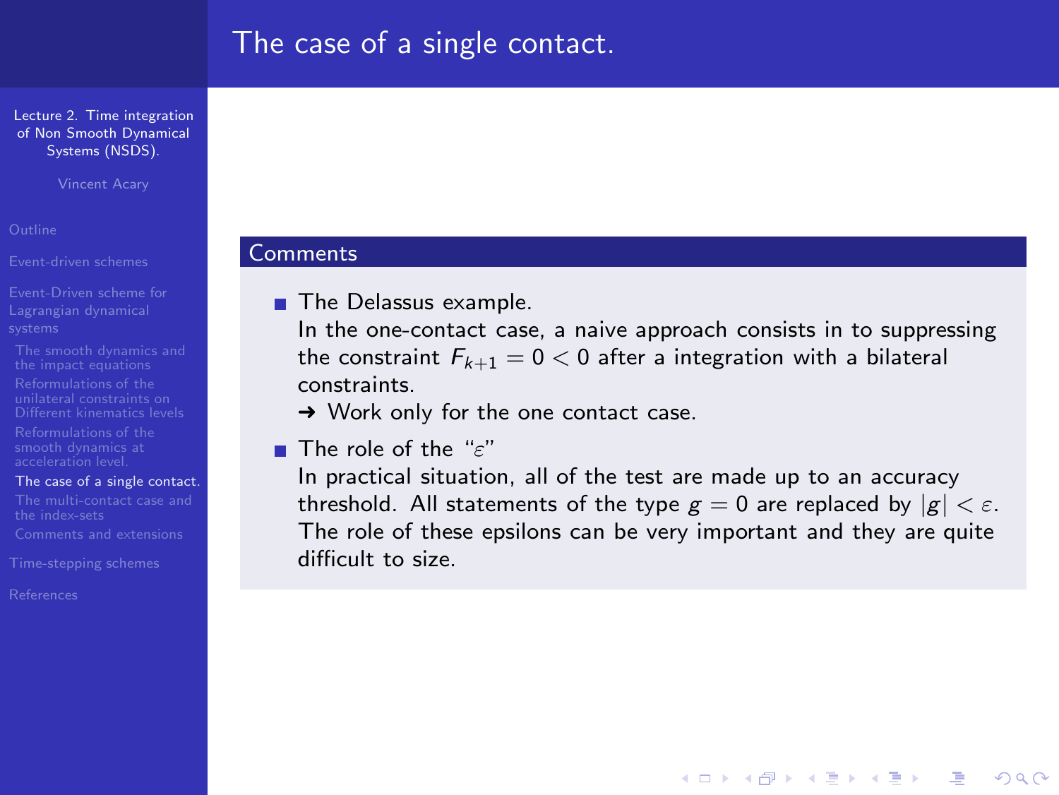# The case of a single contact.

## Comments

- The Delassus example.
  In the one-contact case, a naive approach consists in to suppressing the constraint $F_{k+1} = 0 < 0$ after a integration with a bilateral constraints.
  ➜ Work only for the one contact case.
- The role of the "$\varepsilon$"
  In practical situation, all of the test are made up to an accuracy threshold. All statements of the type $g = 0$ are replaced by $|g| < \varepsilon$. The role of these epsilons can be very important and they are quite difficult to size.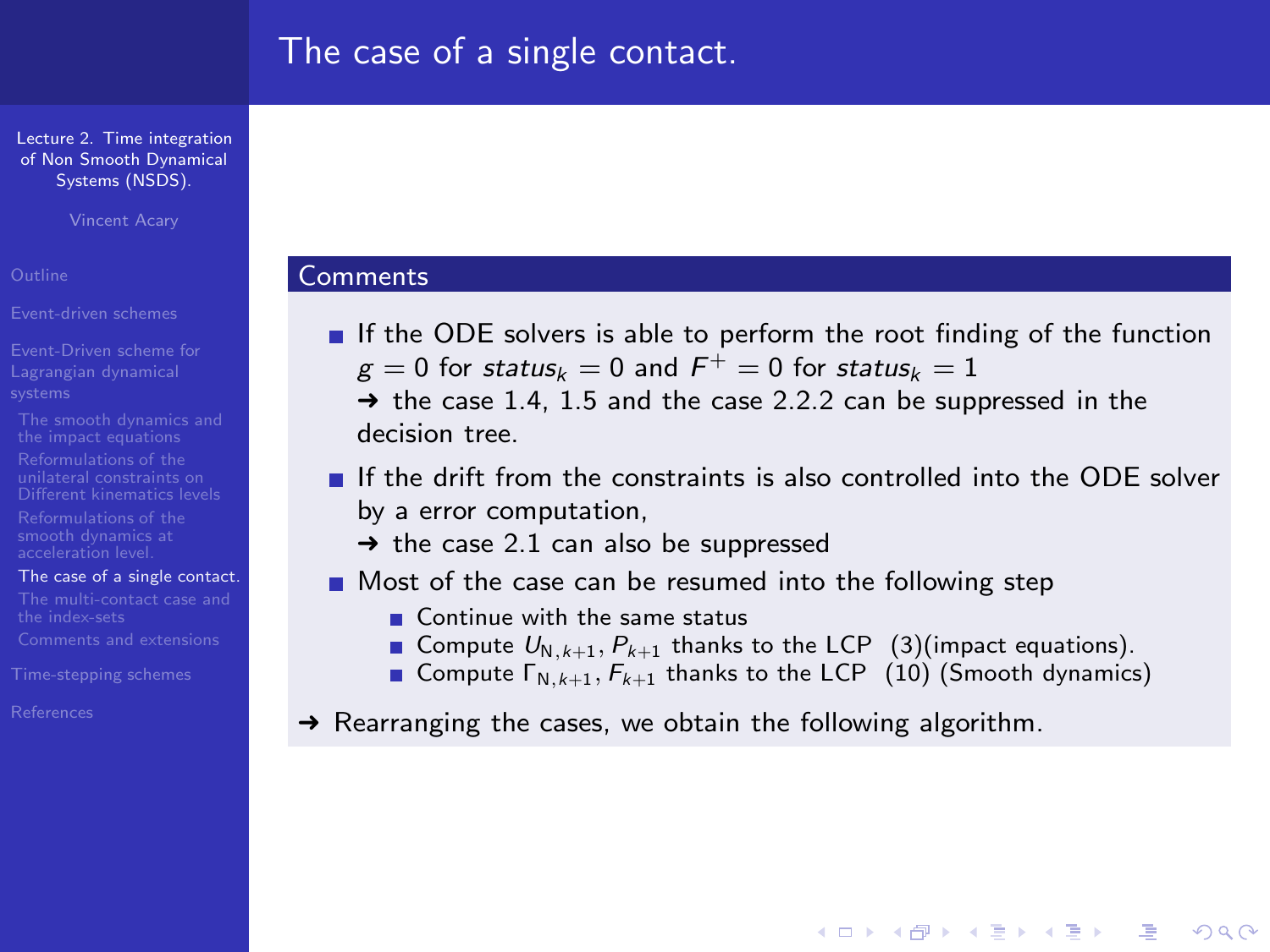# The case of a single contact.

## Comments

- If the ODE solvers is able to perform the root finding of the function $g = 0$ for $status_k = 0$ and $F^+ = 0$ for $status_k = 1$
  → the case 1.4, 1.5 and the case 2.2.2 can be suppressed in the decision tree.
- If the drift from the constraints is also controlled into the ODE solver by a error computation,
  → the case 2.1 can also be suppressed
- Most of the case can be resumed into the following step
  - Continue with the same status
  - Compute $U_{N,k+1}, P_{k+1}$ thanks to the LCP (3)(impact equations).
  - Compute $\Gamma_{N,k+1}, F_{k+1}$ thanks to the LCP (10) (Smooth dynamics)

→ Rearranging the cases, we obtain the following algorithm.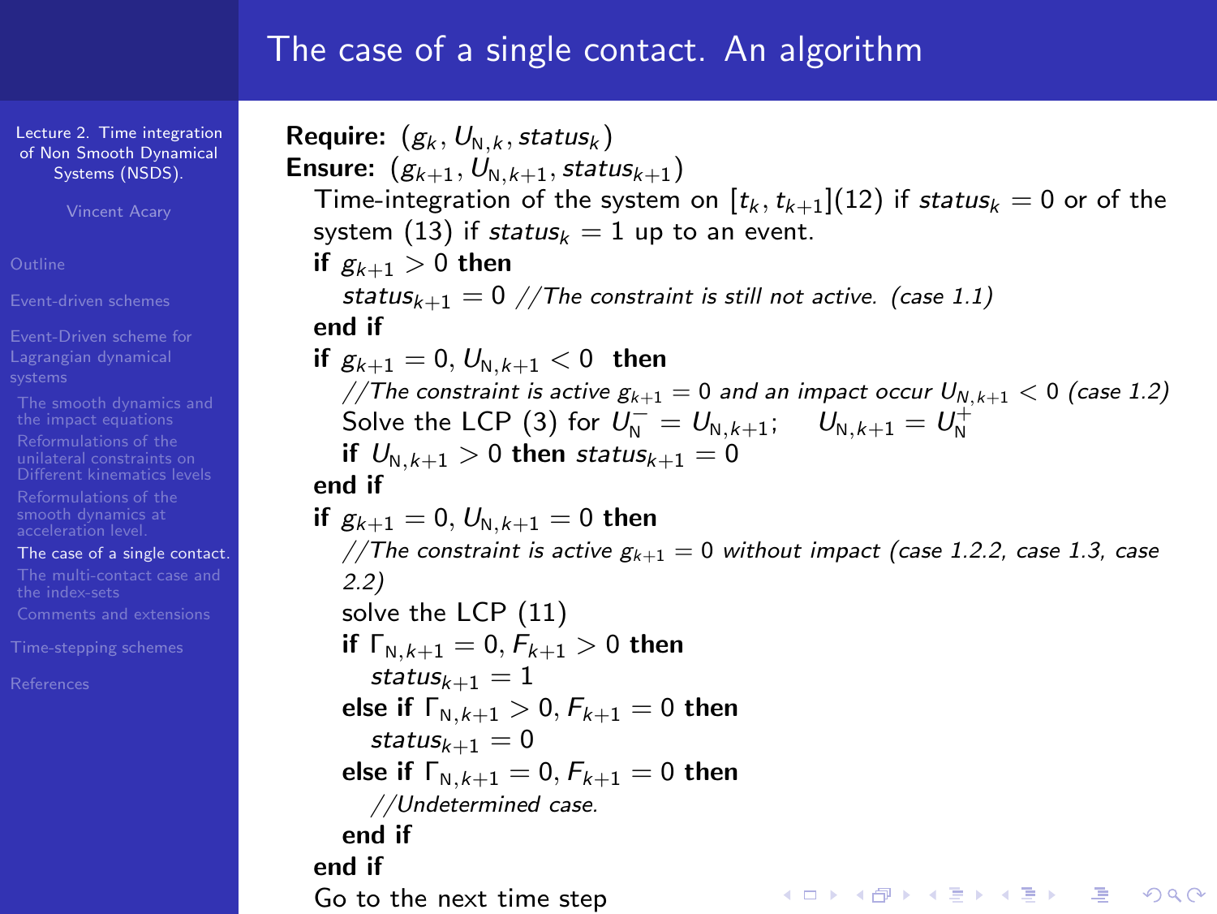# The case of a single contact. An algorithm

```
Require: (g_k, U_{N,k}, status_k)
Ensure: (g_{k+1}, U_{N,k+1}, status_{k+1})
  Time-integration of the system on [t_k, t_{k+1}](12) if status_k = 0 or of the
  system (13) if status_k = 1 up to an event.
  if g_{k+1} > 0 then
    status_{k+1} = 0 //The constraint is still not active. (case 1.1)
  end if
  if g_{k+1} = 0, U_{N,k+1} < 0 then
    //The constraint is active g_{k+1} = 0 and an impact occur U_{N,k+1} < 0 (case 1.2)
    Solve the LCP (3) for U_N^- = U_{N,k+1};    U_{N,k+1} = U_N^+
    if U_{N,k+1} > 0 then status_{k+1} = 0
  end if
  if g_{k+1} = 0, U_{N,k+1} = 0 then
    //The constraint is active g_{k+1} = 0 without impact (case 1.2.2, case 1.3, case 2.2)
    solve the LCP (11)
    if Γ_{N,k+1} = 0, F_{k+1} > 0 then
      status_{k+1} = 1
    else if Γ_{N,k+1} > 0, F_{k+1} = 0 then
      status_{k+1} = 0
    else if Γ_{N,k+1} = 0, F_{k+1} = 0 then
      //Undetermined case.
    end if
  end if
  Go to the next time step
```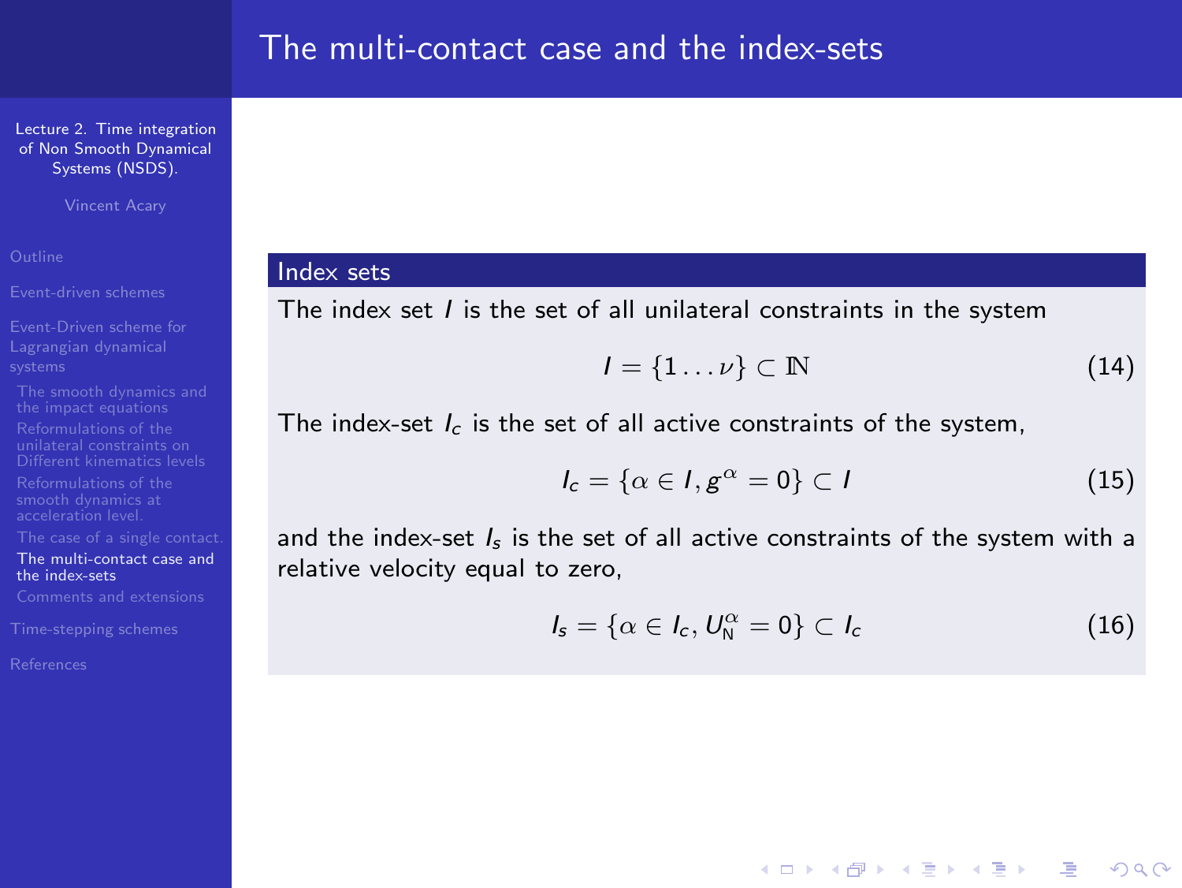# The multi-contact case and the index-sets

### Index sets

The index set $I$ is the set of all unilateral constraints in the system

$$I = \{1 \dots \nu\} \subset \mathbb{N} \tag{14}$$

The index-set $I_c$ is the set of all active constraints of the system,

$$I_c = \{\alpha \in I, g^\alpha = 0\} \subset I \tag{15}$$

and the index-set $I_s$ is the set of all active constraints of the system with a relative velocity equal to zero,

$$I_s = \{\alpha \in I_c, U_{\mathrm{N}}^\alpha = 0\} \subset I_c \tag{16}$$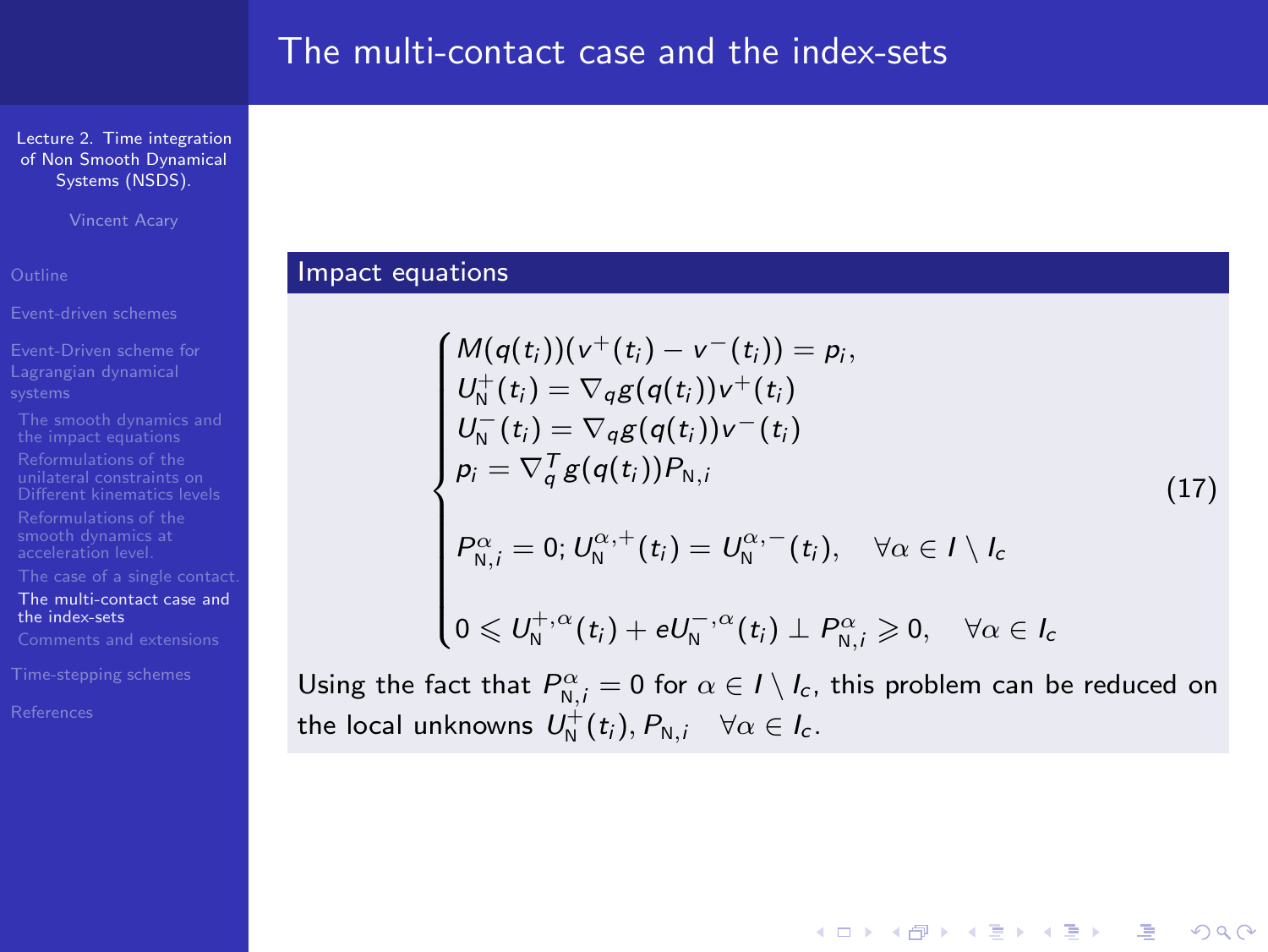# The multi-contact case and the index-sets

### Impact equations

$$
\begin{cases}
M(q(t_i))(v^+(t_i) - v^-(t_i)) = p_i, \\
U_{\mathrm{N}}^+(t_i) = \nabla_q g(q(t_i)) v^+(t_i) \\
U_{\mathrm{N}}^-(t_i) = \nabla_q g(q(t_i)) v^-(t_i) \\
p_i = \nabla_q^T g(q(t_i)) P_{\mathrm{N},i} \\
\\
P_{\mathrm{N},i}^{\alpha} = 0;\ U_{\mathrm{N}}^{\alpha,+}(t_i) = U_{\mathrm{N}}^{\alpha,-}(t_i), \quad \forall \alpha \in I \setminus I_c \\
\\
0 \leqslant U_{\mathrm{N}}^{+,\alpha}(t_i) + e U_{\mathrm{N}}^{-,\alpha}(t_i) \perp P_{\mathrm{N},i}^{\alpha} \geqslant 0, \quad \forall \alpha \in I_c
\end{cases}
\tag{17}
$$

Using the fact that $P_{\mathrm{N},i}^{\alpha} = 0$ for $\alpha \in I \setminus I_c$, this problem can be reduced on the local unknowns $U_{\mathrm{N}}^+(t_i), P_{\mathrm{N},i} \quad \forall \alpha \in I_c$.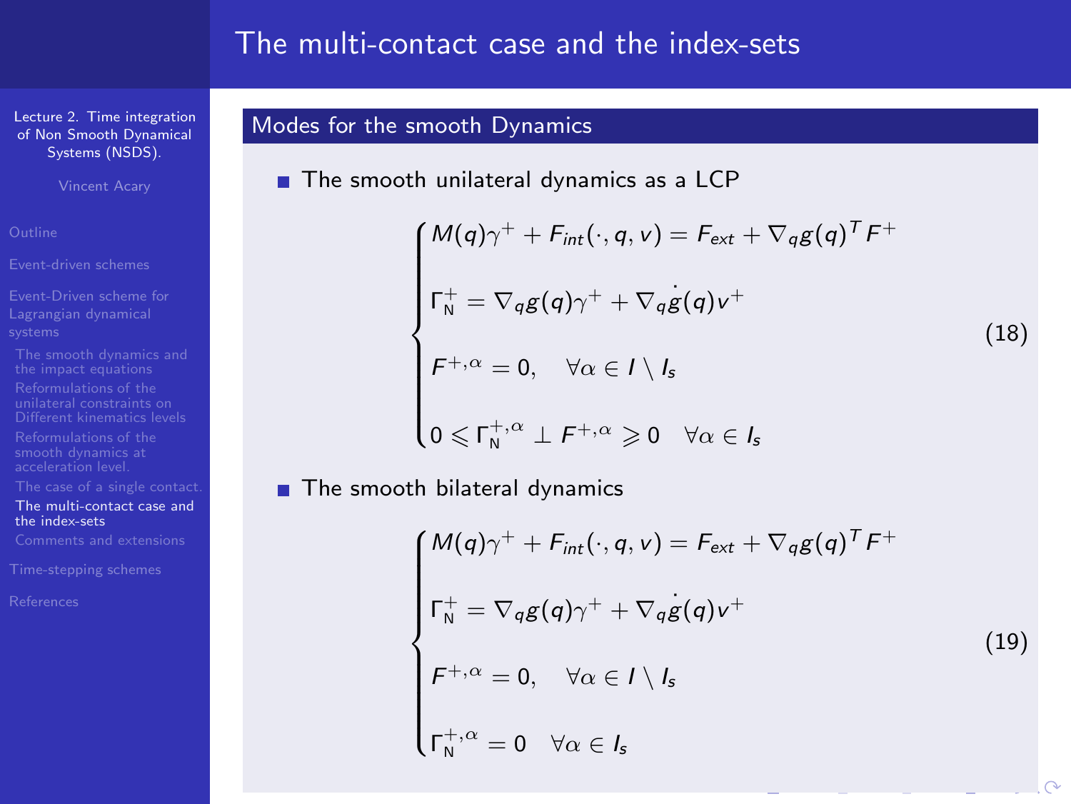# The multi-contact case and the index-sets

## Modes for the smooth Dynamics

- The smooth unilateral dynamics as a LCP

$$
\begin{cases}
M(q)\gamma^+ + F_{int}(\cdot, q, v) = F_{ext} + \nabla_q g(q)^T F^+ \\
\Gamma_{\mathrm{N}}^+ = \nabla_q g(q)\gamma^+ + \nabla_q \dot{g}(q) v^+ \\
F^{+,\alpha} = 0, \quad \forall \alpha \in I \setminus I_s \\
0 \leqslant \Gamma_{\mathrm{N}}^{+,\alpha} \perp F^{+,\alpha} \geqslant 0 \quad \forall \alpha \in I_s
\end{cases}
\tag{18}
$$

- The smooth bilateral dynamics

$$
\begin{cases}
M(q)\gamma^+ + F_{int}(\cdot, q, v) = F_{ext} + \nabla_q g(q)^T F^+ \\
\Gamma_{\mathrm{N}}^+ = \nabla_q g(q)\gamma^+ + \nabla_q \dot{g}(q) v^+ \\
F^{+,\alpha} = 0, \quad \forall \alpha \in I \setminus I_s \\
\Gamma_{\mathrm{N}}^{+,\alpha} = 0 \quad \forall \alpha \in I_s
\end{cases}
\tag{19}
$$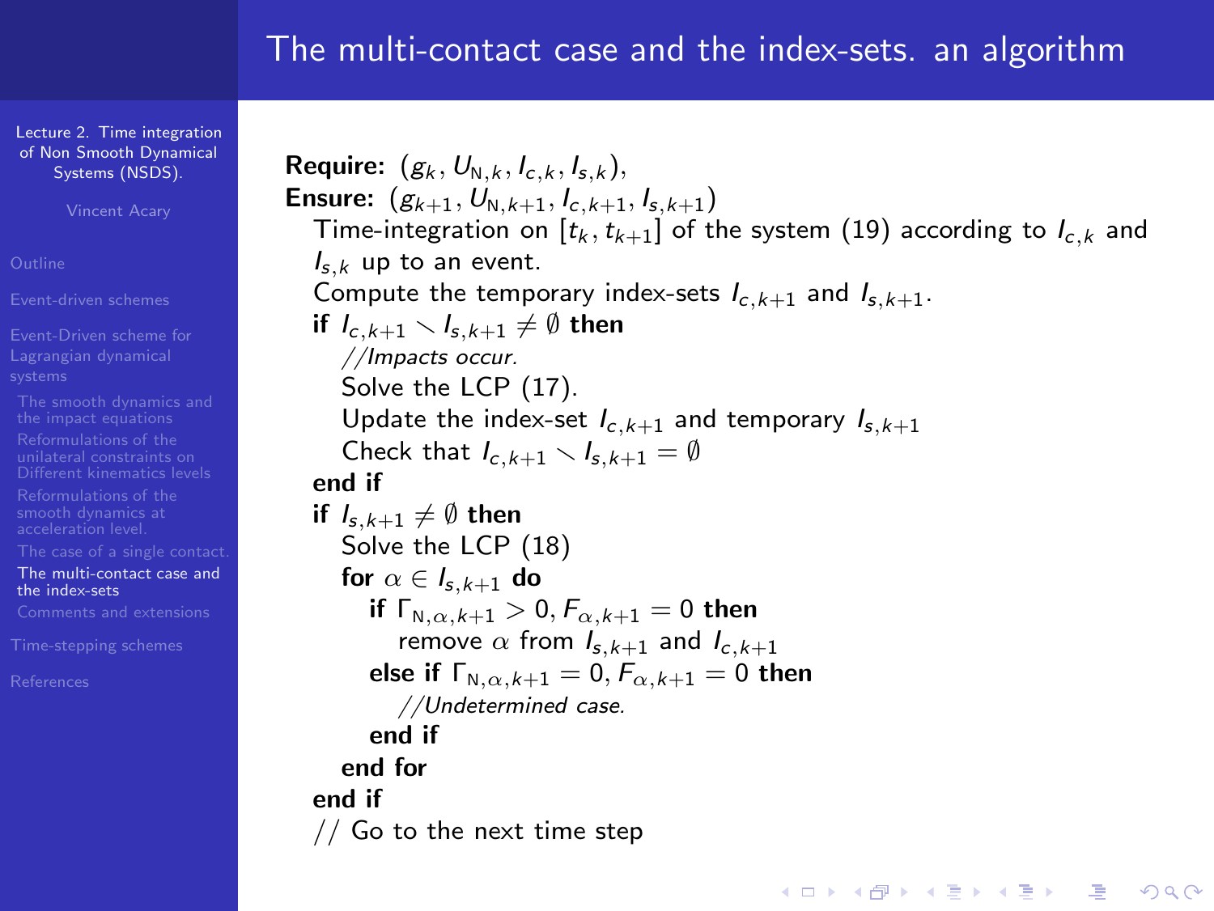## The multi-contact case and the index-sets. an algorithm

**Require:** $(g_k, U_{\mathrm{N},k}, I_{c,k}, I_{s,k})$,
**Ensure:** $(g_{k+1}, U_{\mathrm{N},k+1}, I_{c,k+1}, I_{s,k+1})$

```
Time-integration on [t_k, t_{k+1}] of the system (19) according to I_{c,k} and
I_{s,k} up to an event.
Compute the temporary index-sets I_{c,k+1} and I_{s,k+1}.
if I_{c,k+1} \ I_{s,k+1} ≠ ∅ then
   //Impacts occur.
   Solve the LCP (17).
   Update the index-set I_{c,k+1} and temporary I_{s,k+1}
   Check that I_{c,k+1} \ I_{s,k+1} = ∅
end if
if I_{s,k+1} ≠ ∅ then
   Solve the LCP (18)
   for α ∈ I_{s,k+1} do
      if Γ_{N,α,k+1} > 0, F_{α,k+1} = 0 then
         remove α from I_{s,k+1} and I_{c,k+1}
      else if Γ_{N,α,k+1} = 0, F_{α,k+1} = 0 then
         //Undetermined case.
      end if
   end for
end if
// Go to the next time step
```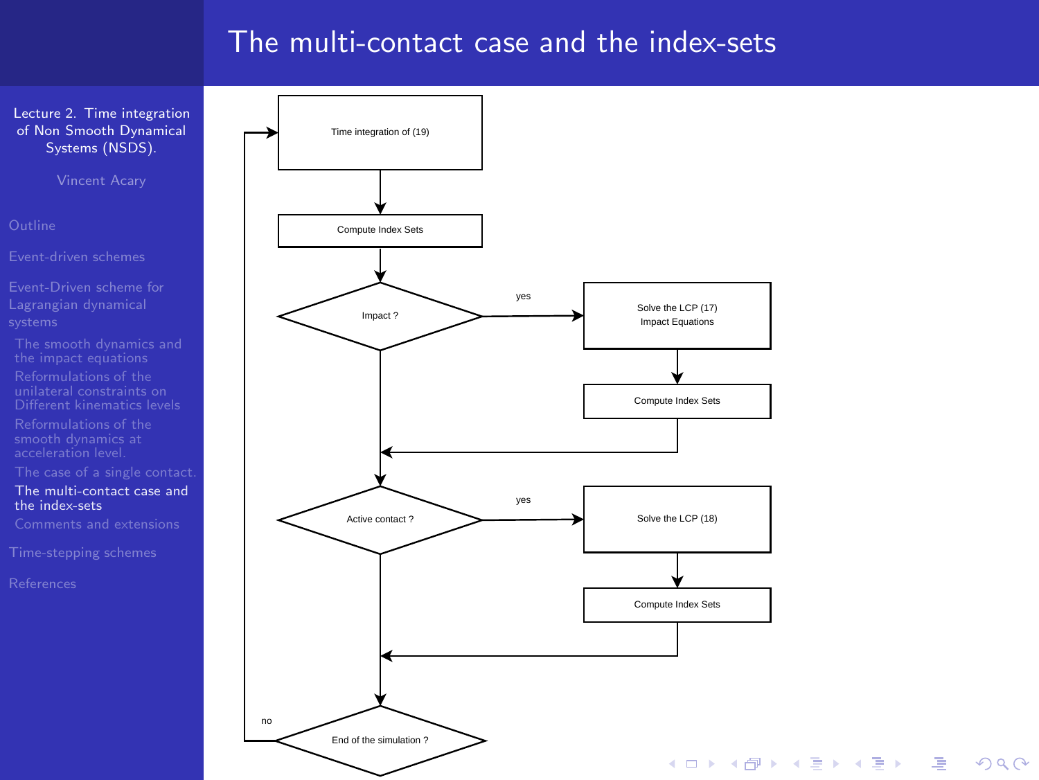# The multi-contact case and the index-sets

Time integration of (19)

Compute Index Sets

Impact ?

yes

Solve the LCP (17)
Impact Equations

Compute Index Sets

Active contact ?

yes

Solve the LCP (18)

Compute Index Sets

no

End of the simulation ?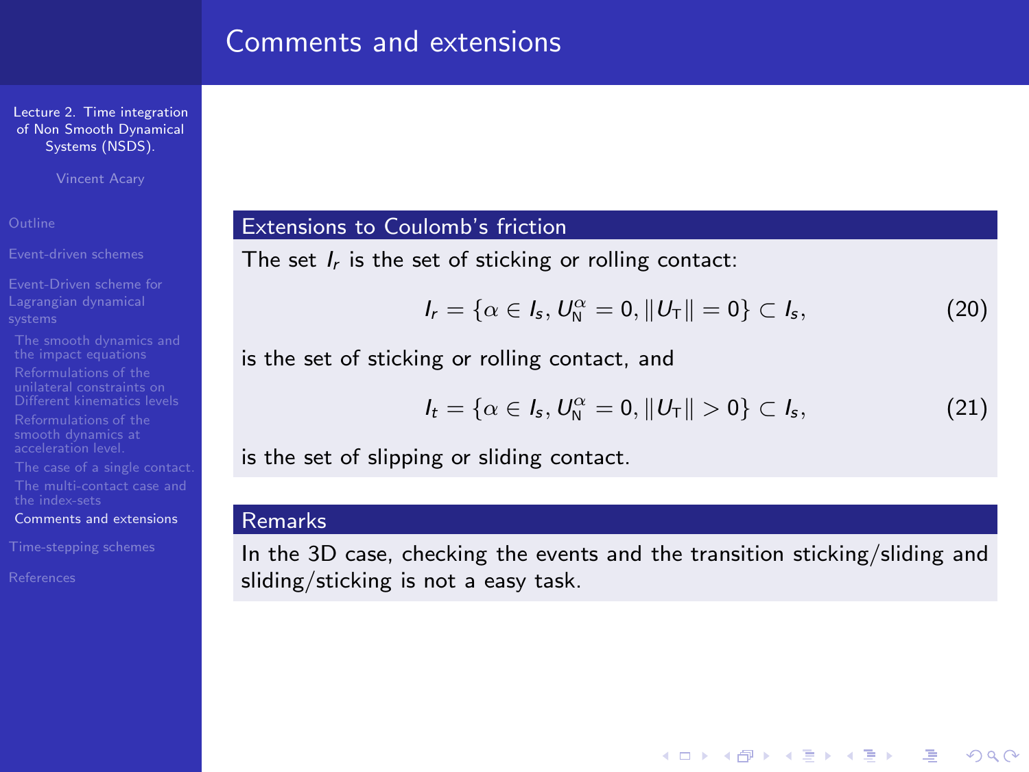# Comments and extensions

## Extensions to Coulomb's friction

The set $I_r$ is the set of sticking or rolling contact:

$$I_r = \{\alpha \in I_s, U_{\mathsf{N}}^{\alpha} = 0, \|U_{\mathsf{T}}\| = 0\} \subset I_s, \tag{20}$$

is the set of sticking or rolling contact, and

$$I_t = \{\alpha \in I_s, U_{\mathsf{N}}^{\alpha} = 0, \|U_{\mathsf{T}}\| > 0\} \subset I_s, \tag{21}$$

is the set of slipping or sliding contact.

## Remarks

In the 3D case, checking the events and the transition sticking/sliding and sliding/sticking is not a easy task.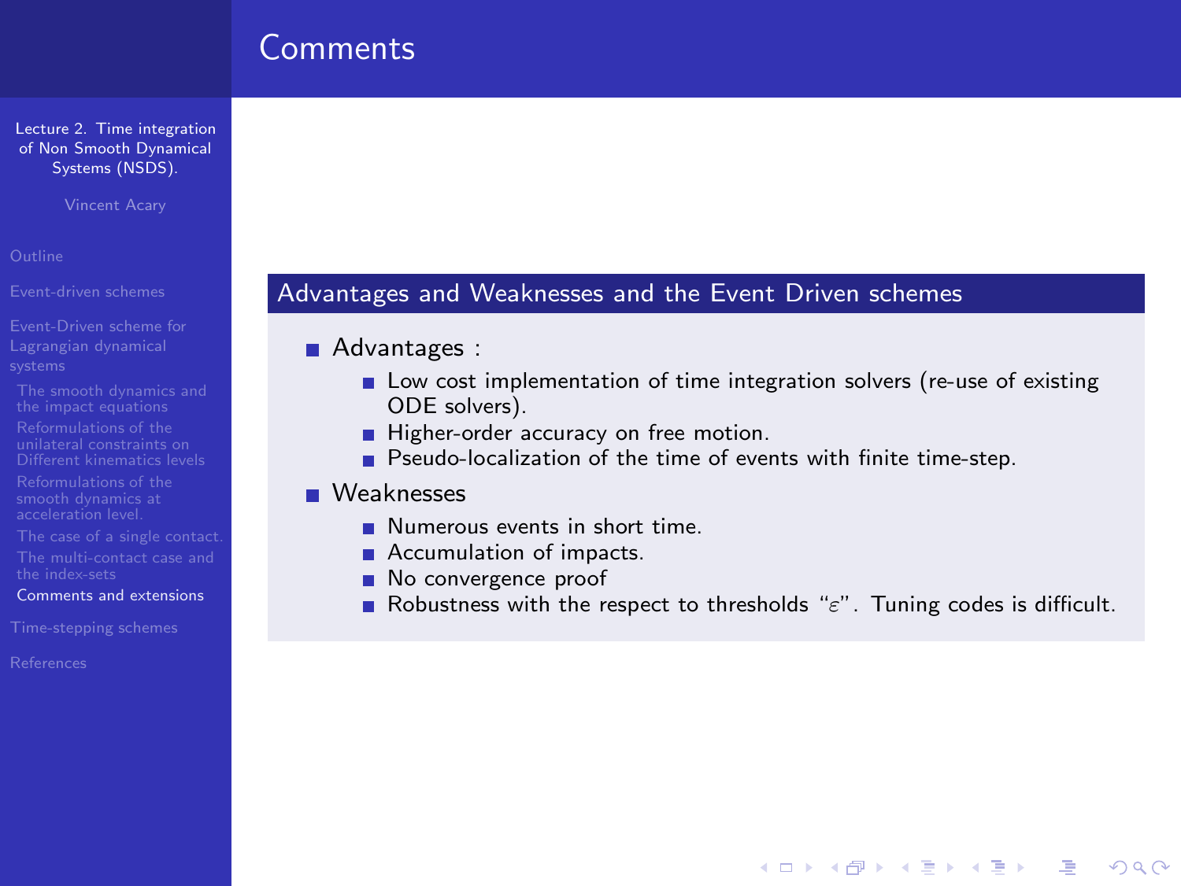# Comments

## Advantages and Weaknesses and the Event Driven schemes

- Advantages :
  - Low cost implementation of time integration solvers (re-use of existing ODE solvers).
  - Higher-order accuracy on free motion.
  - Pseudo-localization of the time of events with finite time-step.
- Weaknesses
  - Numerous events in short time.
  - Accumulation of impacts.
  - No convergence proof
  - Robustness with the respect to thresholds "$\varepsilon$". Tuning codes is difficult.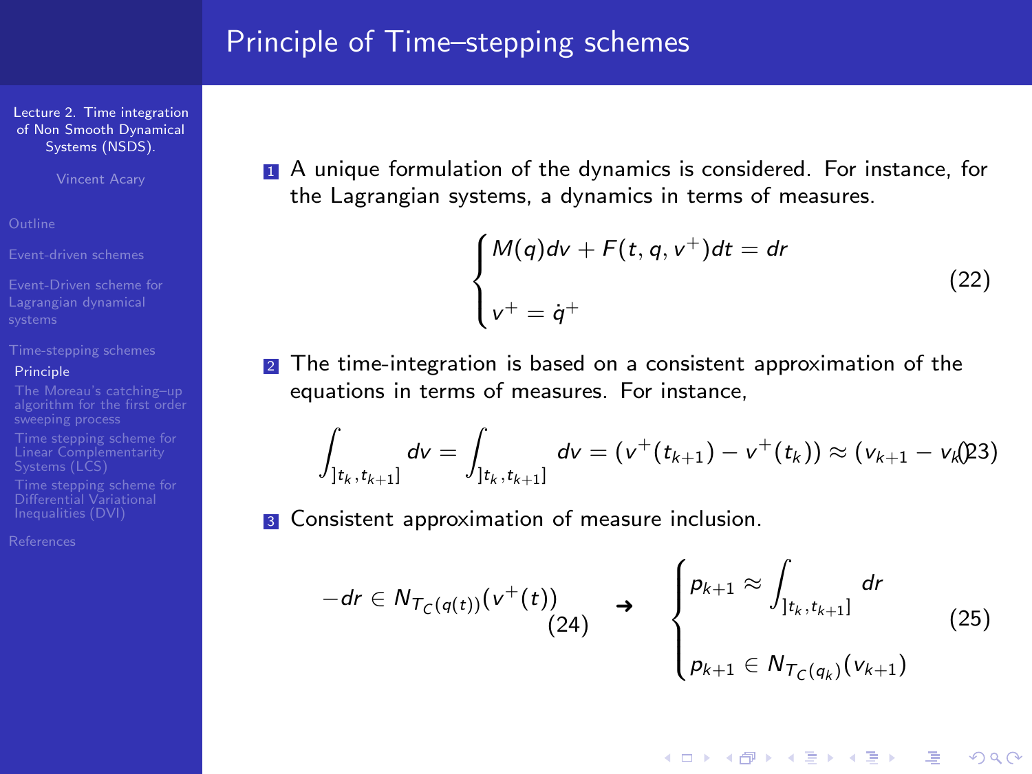# Principle of Time–stepping schemes

1. A unique formulation of the dynamics is considered. For instance, for the Lagrangian systems, a dynamics in terms of measures.

$$\begin{cases} M(q)dv + F(t, q, v^+)dt = dr \\ v^+ = \dot{q}^+ \end{cases} \tag{22}$$

2. The time-integration is based on a consistent approximation of the equations in terms of measures. For instance,

$$\int_{]t_k, t_{k+1}]} dv = \int_{]t_k, t_{k+1}]} dv = (v^+(t_{k+1}) - v^+(t_k)) \approx (v_{k+1} - v_k) \tag{23}$$

3. Consistent approximation of measure inclusion.

$$-dr \in N_{T_C(q(t))}(v^+(t)) \tag{24}$$

$$\rightarrow \quad \begin{cases} p_{k+1} \approx \int_{]t_k, t_{k+1}]} dr \\ p_{k+1} \in N_{T_C(q_k)}(v_{k+1}) \end{cases} \tag{25}$$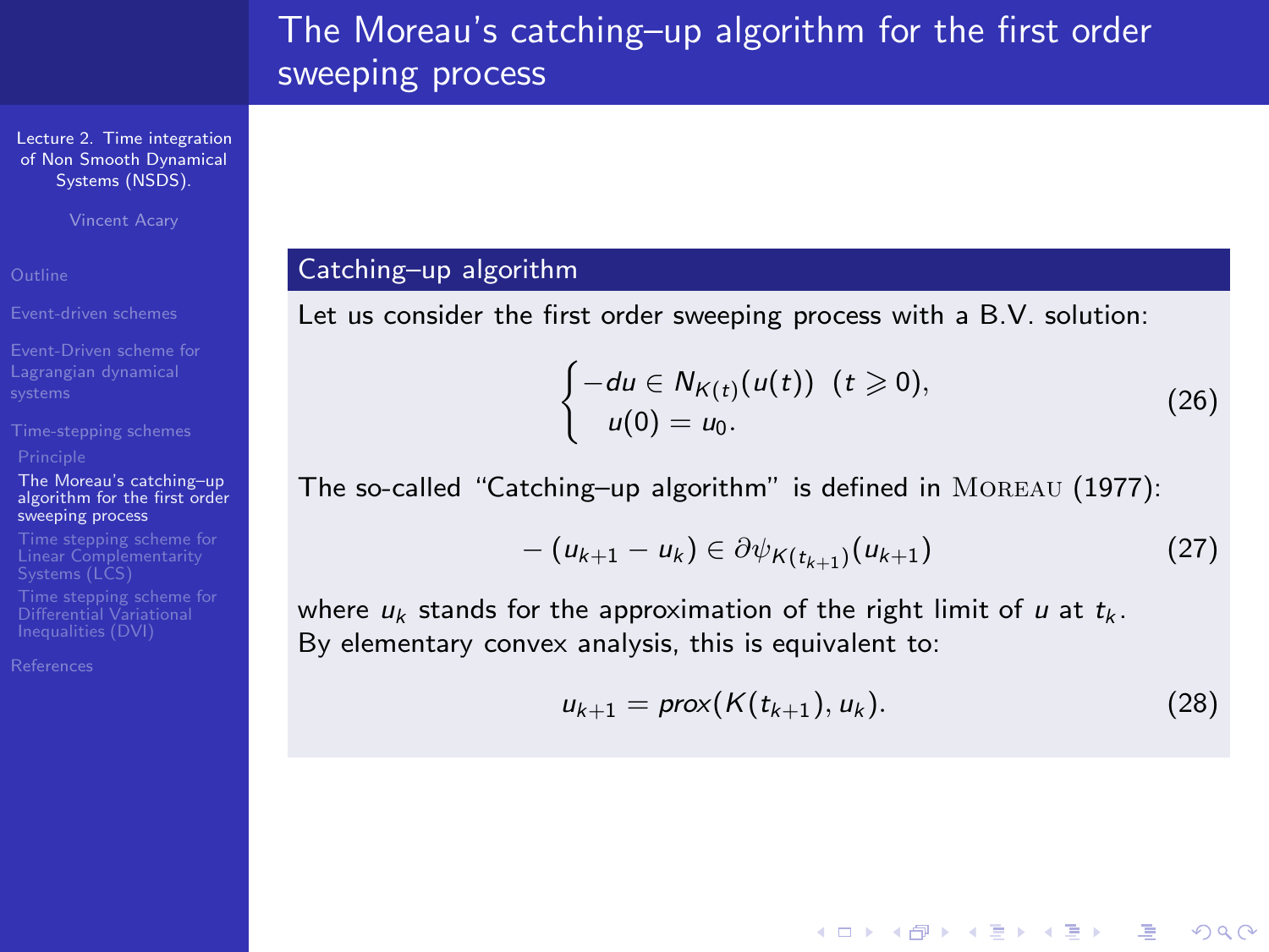# The Moreau's catching–up algorithm for the first order sweeping process

## Catching–up algorithm

Let us consider the first order sweeping process with a B.V. solution:

$$\begin{cases} -du \in N_{K(t)}(u(t)) \quad (t \geqslant 0), \\ \quad u(0) = u_0. \end{cases} \tag{26}$$

The so-called "Catching–up algorithm" is defined in MOREAU (1977):

$$-(u_{k+1} - u_k) \in \partial \psi_{K(t_{k+1})}(u_{k+1}) \tag{27}$$

where $u_k$ stands for the approximation of the right limit of $u$ at $t_k$.
By elementary convex analysis, this is equivalent to:

$$u_{k+1} = prox(K(t_{k+1}), u_k). \tag{28}$$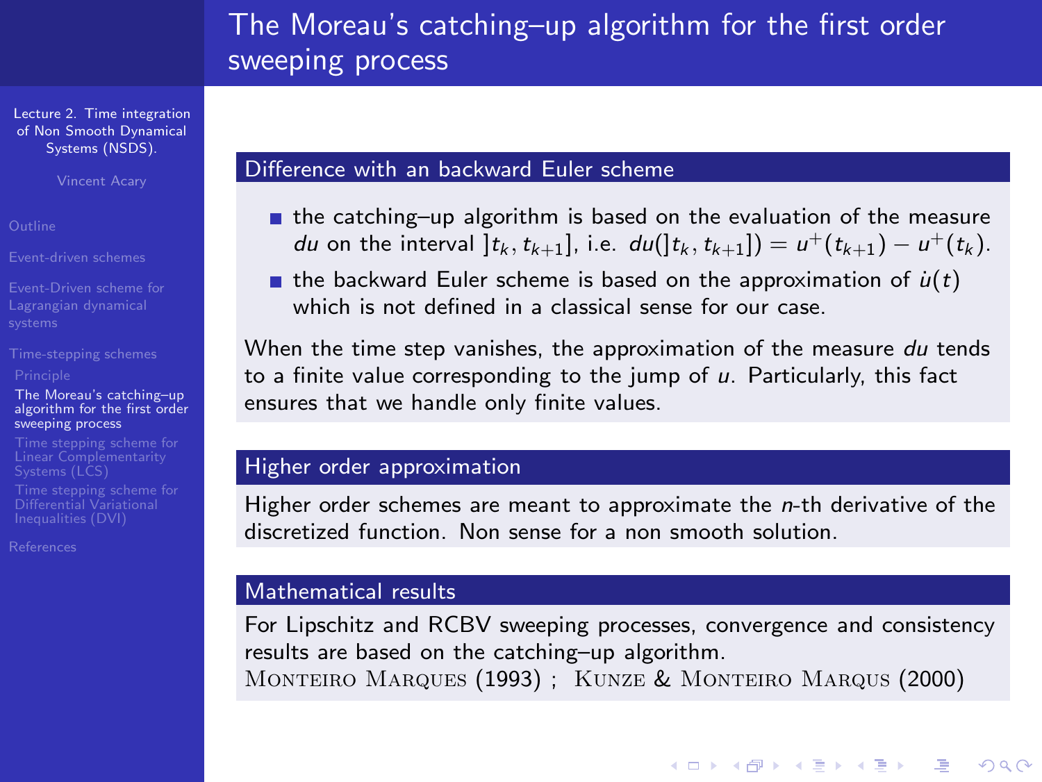# The Moreau's catching–up algorithm for the first order sweeping process

## Difference with an backward Euler scheme

- the catching–up algorithm is based on the evaluation of the measure $du$ on the interval $]t_k, t_{k+1}]$, i.e. $du(]t_k, t_{k+1}]) = u^+(t_{k+1}) - u^+(t_k)$.
- the backward Euler scheme is based on the approximation of $\dot{u}(t)$ which is not defined in a classical sense for our case.

When the time step vanishes, the approximation of the measure $du$ tends to a finite value corresponding to the jump of $u$. Particularly, this fact ensures that we handle only finite values.

## Higher order approximation

Higher order schemes are meant to approximate the $n$-th derivative of the discretized function. Non sense for a non smooth solution.

## Mathematical results

For Lipschitz and RCBV sweeping processes, convergence and consistency results are based on the catching–up algorithm.
Monteiro Marques (1993) ; Kunze & Monteiro Marqus (2000)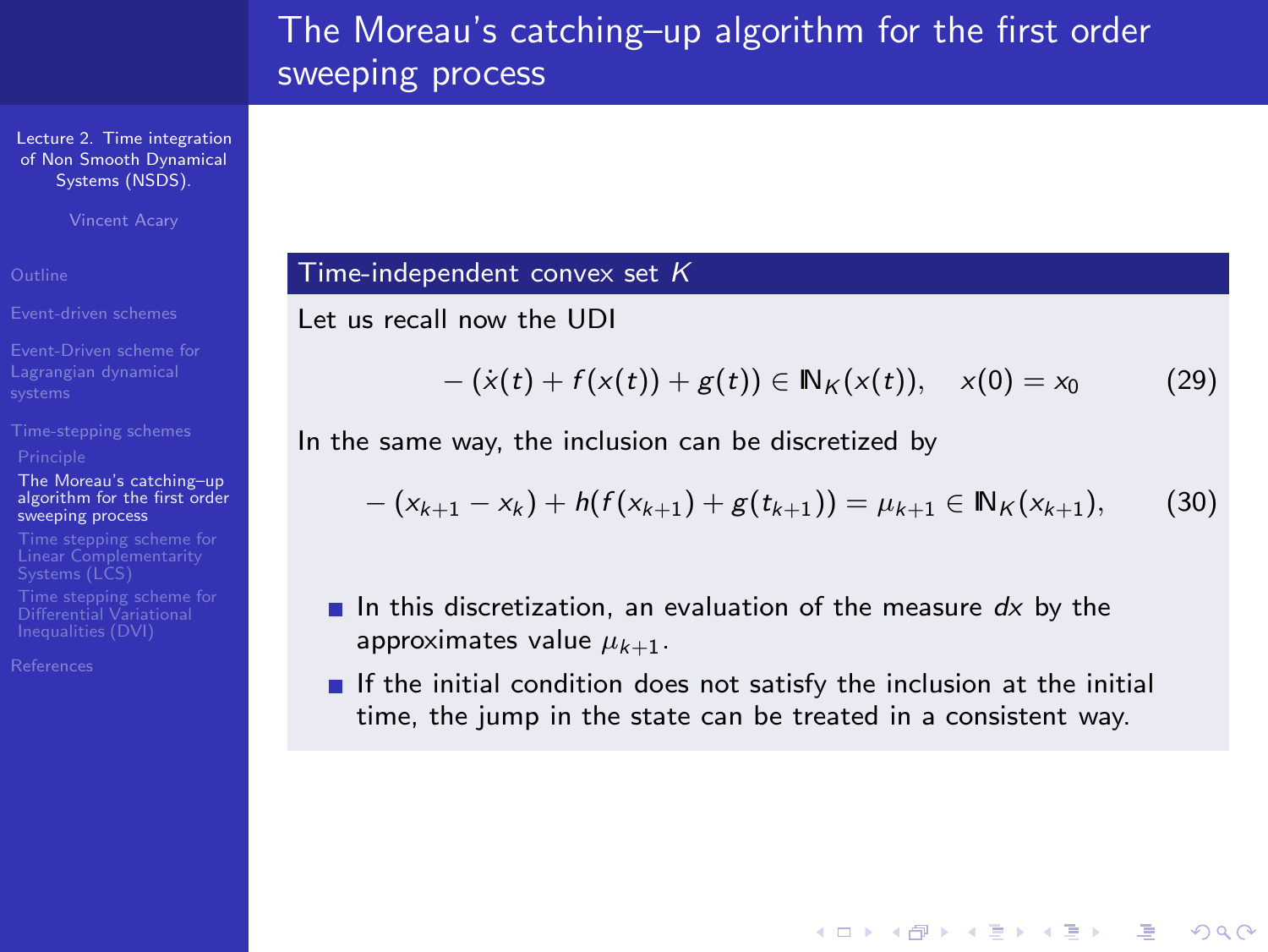# The Moreau's catching–up algorithm for the first order sweeping process

### Time-independent convex set $K$

Let us recall now the UDI

$$-(\dot{x}(t) + f(x(t)) + g(t)) \in \mathbb{N}_K(x(t)), \quad x(0) = x_0 \tag{29}$$

In the same way, the inclusion can be discretized by

$$-(x_{k+1} - x_k) + h(f(x_{k+1}) + g(t_{k+1})) = \mu_{k+1} \in \mathbb{N}_K(x_{k+1}), \tag{30}$$

- In this discretization, an evaluation of the measure $dx$ by the approximates value $\mu_{k+1}$.
- If the initial condition does not satisfy the inclusion at the initial time, the jump in the state can be treated in a consistent way.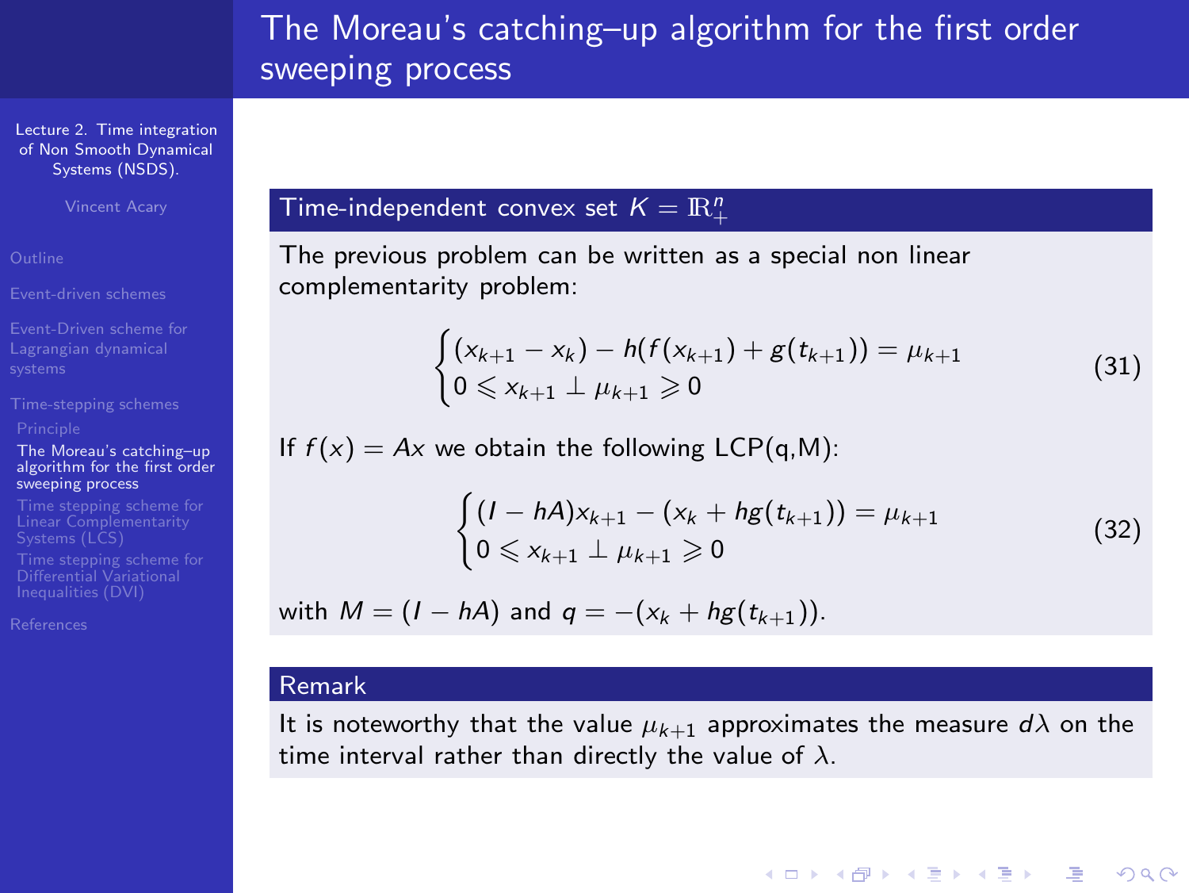# The Moreau's catching–up algorithm for the first order sweeping process

### Time-independent convex set $K = \mathbb{R}^n_+$

The previous problem can be written as a special non linear complementarity problem:

$$\begin{cases} (x_{k+1} - x_k) - h(f(x_{k+1}) + g(t_{k+1})) = \mu_{k+1} \\ 0 \leqslant x_{k+1} \perp \mu_{k+1} \geqslant 0 \end{cases} \tag{31}$$

If $f(x) = Ax$ we obtain the following LCP(q,M):

$$\begin{cases} (I - hA)x_{k+1} - (x_k + hg(t_{k+1})) = \mu_{k+1} \\ 0 \leqslant x_{k+1} \perp \mu_{k+1} \geqslant 0 \end{cases} \tag{32}$$

with $M = (I - hA)$ and $q = -(x_k + hg(t_{k+1}))$.

### Remark

It is noteworthy that the value $\mu_{k+1}$ approximates the measure $d\lambda$ on the time interval rather than directly the value of $\lambda$.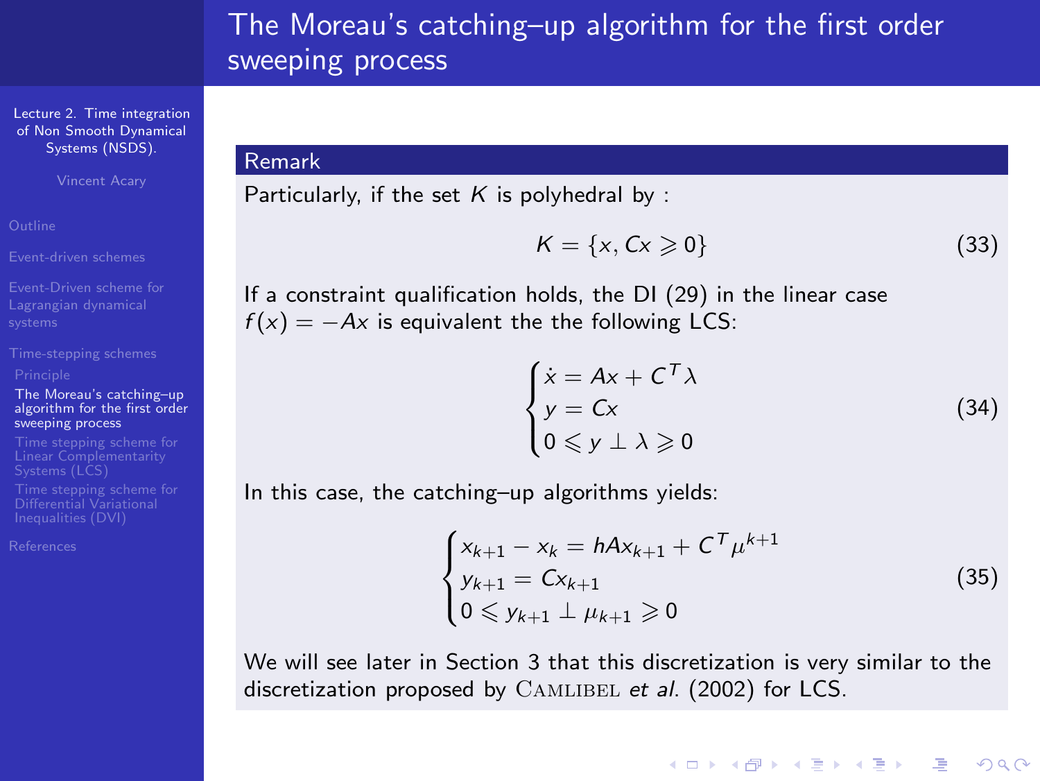# The Moreau's catching–up algorithm for the first order sweeping process

### Remark

Particularly, if the set $K$ is polyhedral by :

$$K = \{x, Cx \geqslant 0\} \tag{33}$$

If a constraint qualification holds, the DI (29) in the linear case $f(x) = -Ax$ is equivalent the the following LCS:

$$\begin{cases} \dot{x} = Ax + C^T\lambda \\ y = Cx \\ 0 \leqslant y \perp \lambda \geqslant 0 \end{cases} \tag{34}$$

In this case, the catching–up algorithms yields:

$$\begin{cases} x_{k+1} - x_k = hAx_{k+1} + C^T\mu^{k+1} \\ y_{k+1} = Cx_{k+1} \\ 0 \leqslant y_{k+1} \perp \mu_{k+1} \geqslant 0 \end{cases} \tag{35}$$

We will see later in Section 3 that this discretization is very similar to the discretization proposed by CAMLIBEL *et al.* (2002) for LCS.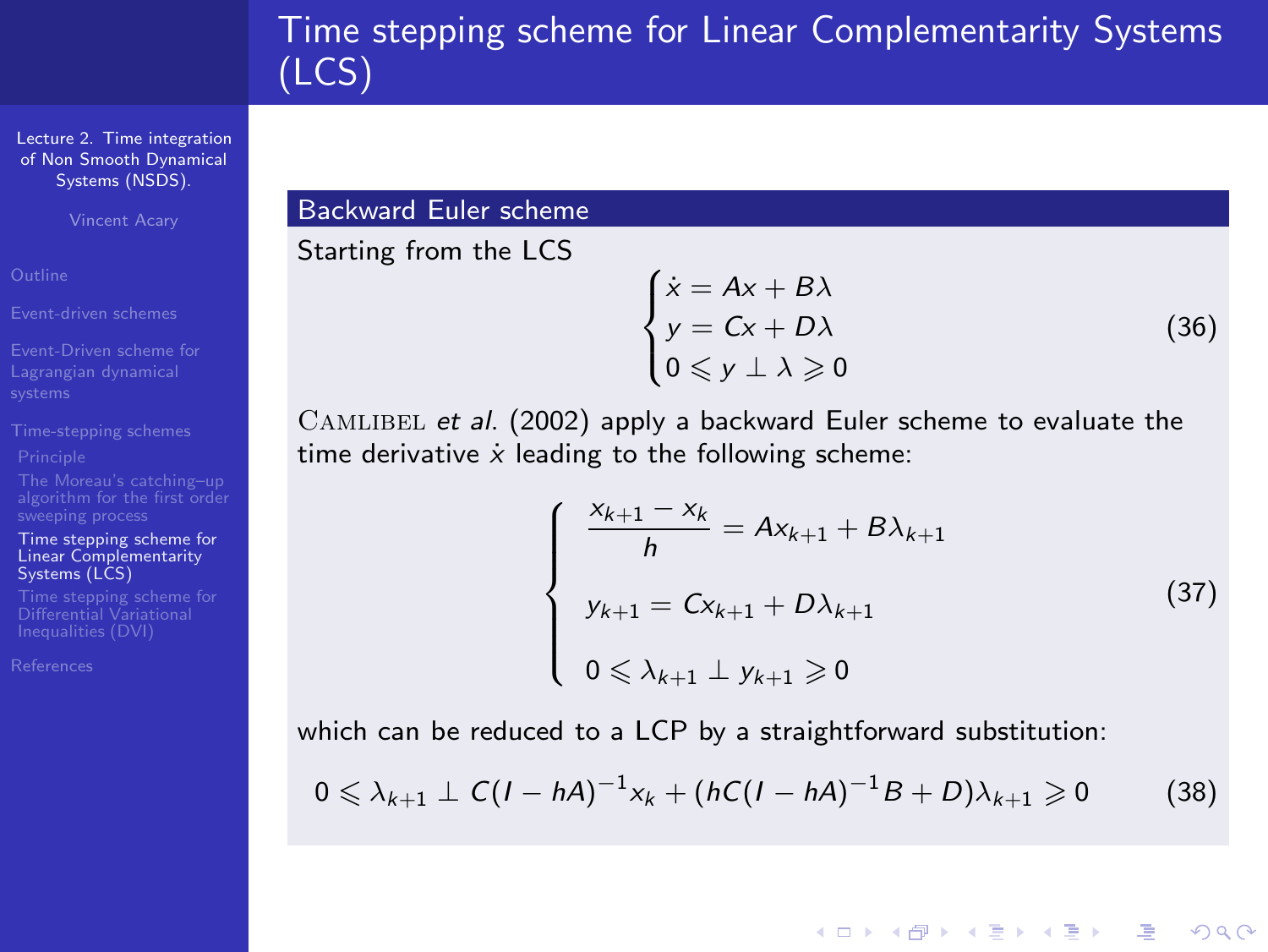# Time stepping scheme for Linear Complementarity Systems (LCS)

### Backward Euler scheme

Starting from the LCS

$$
\begin{cases}
\dot{x} = Ax + B\lambda \\
y = Cx + D\lambda \\
0 \leqslant y \perp \lambda \geqslant 0
\end{cases}
\tag{36}
$$

Camlibel *et al.* (2002) apply a backward Euler scheme to evaluate the time derivative $\dot{x}$ leading to the following scheme:

$$
\left\{
\begin{array}{l}
\dfrac{x_{k+1} - x_k}{h} = Ax_{k+1} + B\lambda_{k+1} \\[2ex]
y_{k+1} = Cx_{k+1} + D\lambda_{k+1} \\[2ex]
0 \leqslant \lambda_{k+1} \perp y_{k+1} \geqslant 0
\end{array}
\right.
\tag{37}
$$

which can be reduced to a LCP by a straightforward substitution:

$$
0 \leqslant \lambda_{k+1} \perp C(I - hA)^{-1}x_k + (hC(I - hA)^{-1}B + D)\lambda_{k+1} \geqslant 0 \tag{38}
$$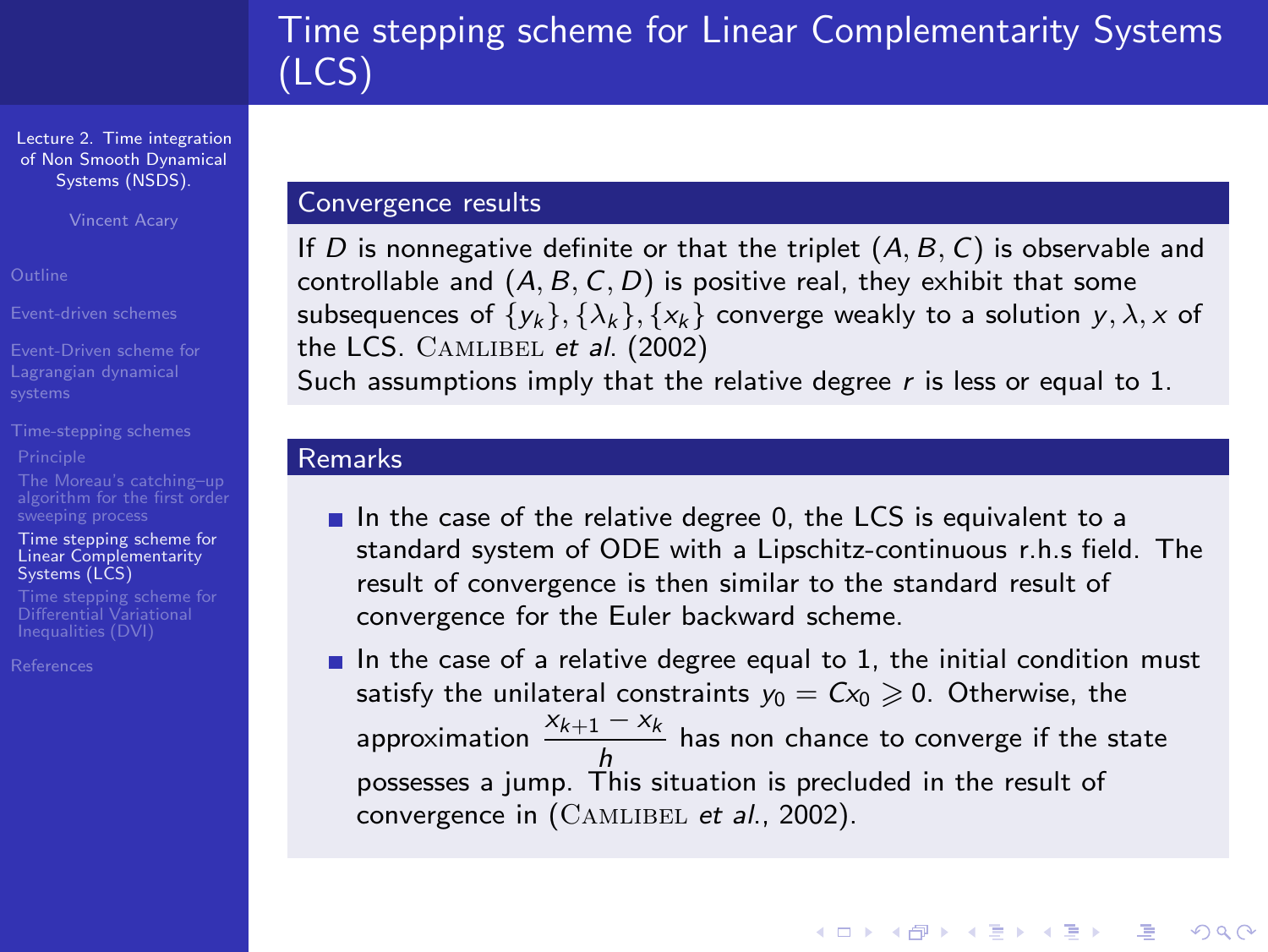# Time stepping scheme for Linear Complementarity Systems (LCS)

## Convergence results

If $D$ is nonnegative definite or that the triplet $(A, B, C)$ is observable and controllable and $(A, B, C, D)$ is positive real, they exhibit that some subsequences of $\{y_k\}, \{\lambda_k\}, \{x_k\}$ converge weakly to a solution $y, \lambda, x$ of the LCS. Camlibel *et al.* (2002)

Such assumptions imply that the relative degree $r$ is less or equal to 1.

## Remarks

- In the case of the relative degree 0, the LCS is equivalent to a standard system of ODE with a Lipschitz-continuous r.h.s field. The result of convergence is then similar to the standard result of convergence for the Euler backward scheme.
- In the case of a relative degree equal to 1, the initial condition must satisfy the unilateral constraints $y_0 = Cx_0 \geqslant 0$. Otherwise, the approximation $\dfrac{x_{k+1} - x_k}{h}$ has non chance to converge if the state possesses a jump. This situation is precluded in the result of convergence in (Camlibel *et al.*, 2002).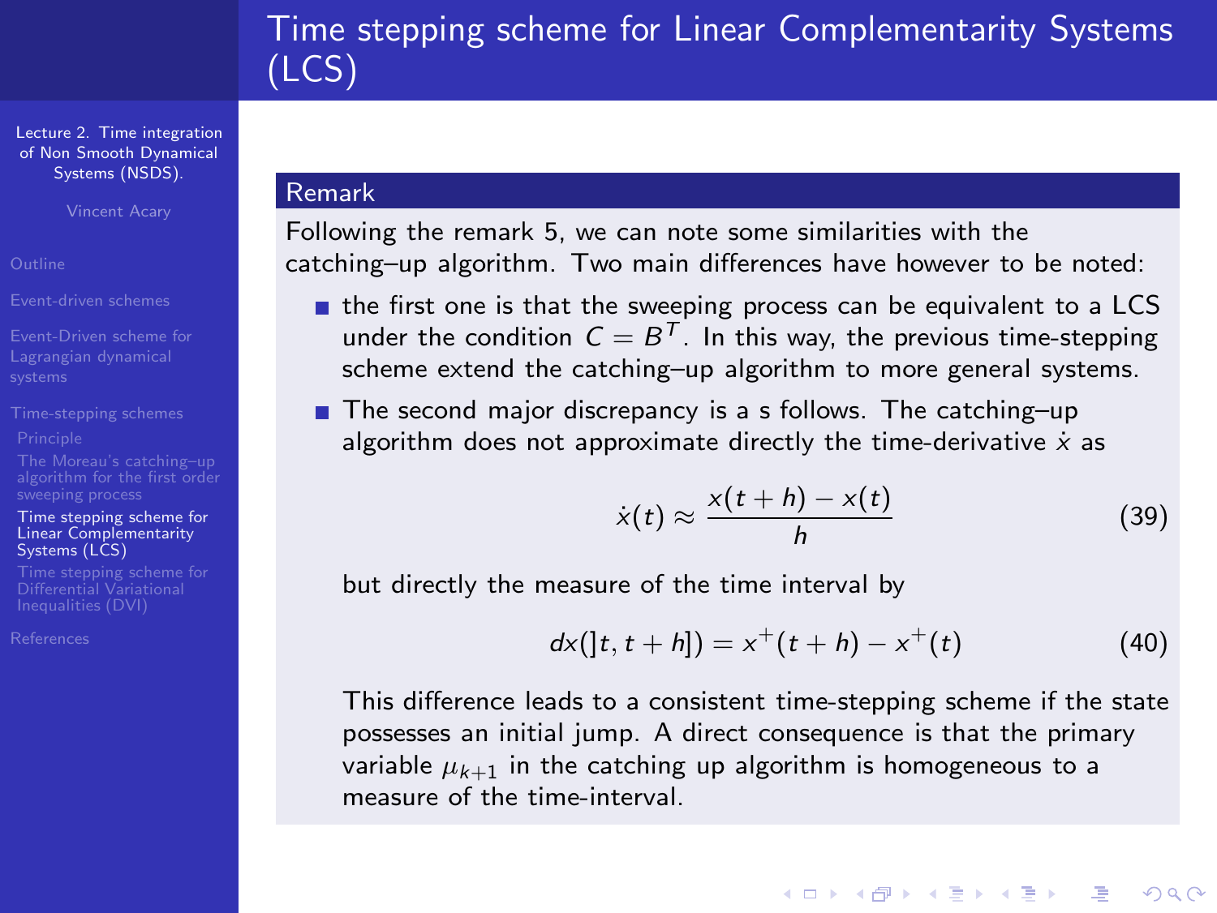# Time stepping scheme for Linear Complementarity Systems (LCS)

### Remark

Following the remark 5, we can note some similarities with the catching–up algorithm. Two main differences have however to be noted:

- the first one is that the sweeping process can be equivalent to a LCS under the condition $C = B^T$. In this way, the previous time-stepping scheme extend the catching–up algorithm to more general systems.
- The second major discrepancy is a s follows. The catching–up algorithm does not approximate directly the time-derivative $\dot{x}$ as

$$\dot{x}(t) \approx \frac{x(t+h) - x(t)}{h} \tag{39}$$

  but directly the measure of the time interval by

$$dx(]t, t+h]) = x^+(t+h) - x^+(t) \tag{40}$$

  This difference leads to a consistent time-stepping scheme if the state possesses an initial jump. A direct consequence is that the primary variable $\mu_{k+1}$ in the catching up algorithm is homogeneous to a measure of the time-interval.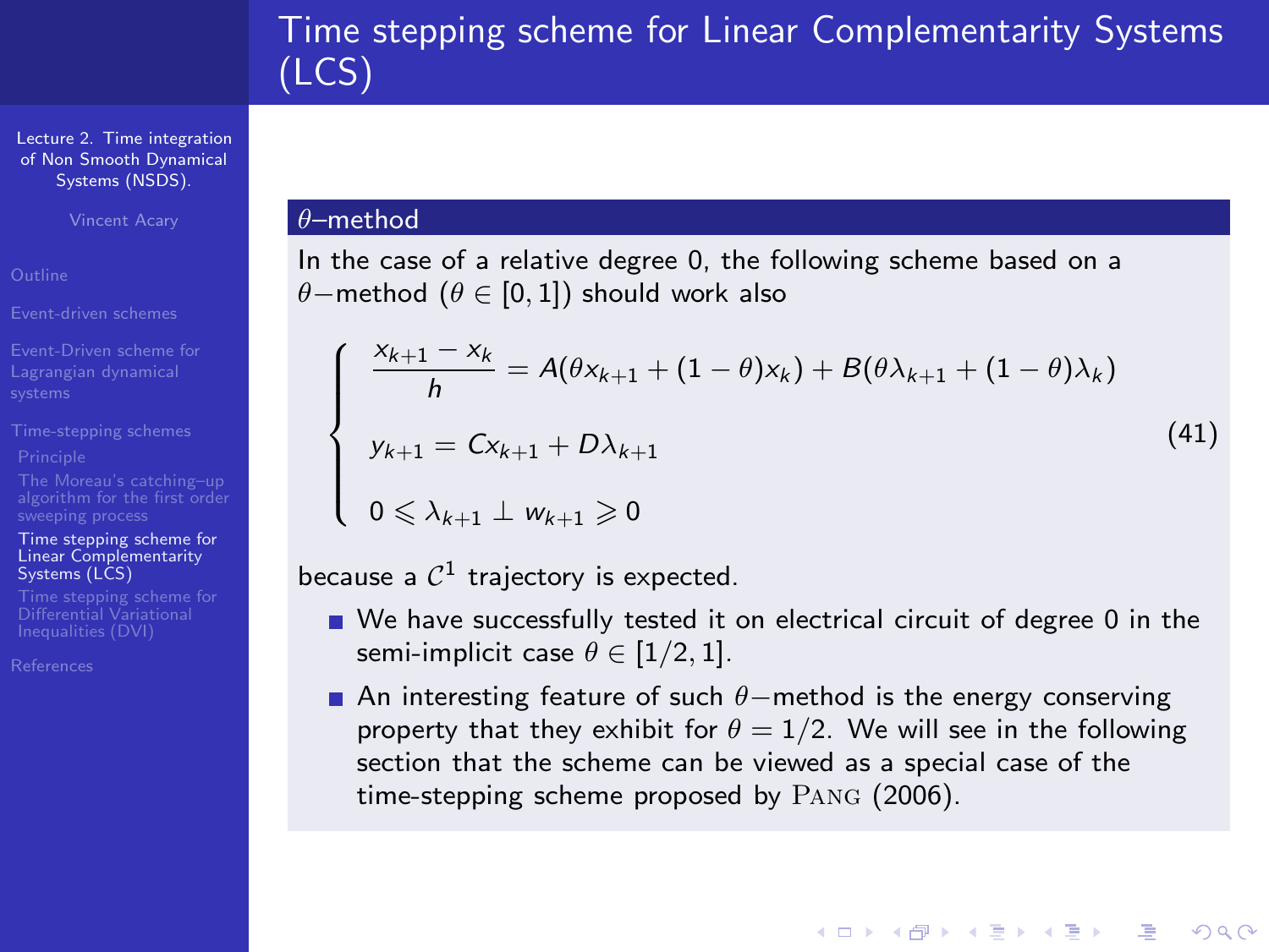# Time stepping scheme for Linear Complementarity Systems (LCS)

### $\theta$–method

In the case of a relative degree 0, the following scheme based on a $\theta-$method ($\theta \in [0,1]$) should work also

$$
\begin{cases}
\dfrac{x_{k+1} - x_k}{h} = A(\theta x_{k+1} + (1-\theta)x_k) + B(\theta \lambda_{k+1} + (1-\theta)\lambda_k) \\[2ex]
y_{k+1} = C x_{k+1} + D\lambda_{k+1} \\[2ex]
0 \leqslant \lambda_{k+1} \perp w_{k+1} \geqslant 0
\end{cases}
\tag{41}
$$

because a $\mathcal{C}^1$ trajectory is expected.

- We have successfully tested it on electrical circuit of degree 0 in the semi-implicit case $\theta \in [1/2, 1]$.
- An interesting feature of such $\theta-$method is the energy conserving property that they exhibit for $\theta = 1/2$. We will see in the following section that the scheme can be viewed as a special case of the time-stepping scheme proposed by Pang (2006).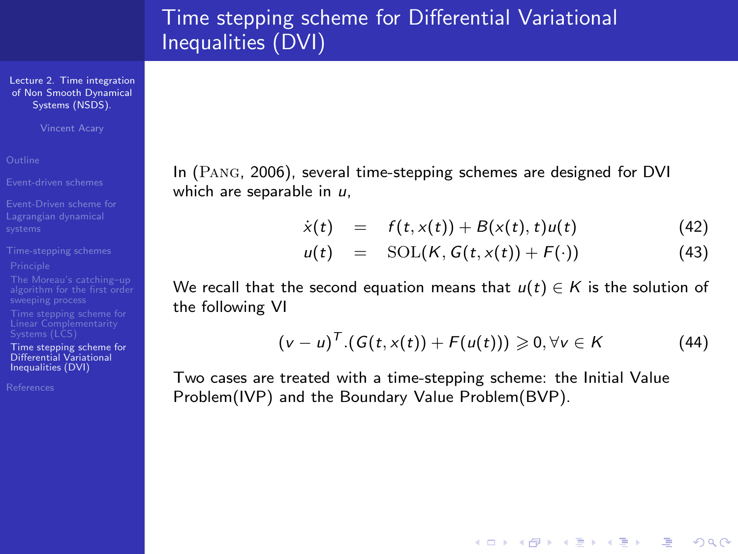# Time stepping scheme for Differential Variational Inequalities (DVI)

In (Pang, 2006), several time-stepping schemes are designed for DVI which are separable in $u$,

$$
\begin{aligned}
\dot{x}(t) &= f(t, x(t)) + B(x(t), t)u(t) && (42)\\
u(t) &= \mathrm{SOL}(K, G(t, x(t)) + F(\cdot)) && (43)
\end{aligned}
$$

We recall that the second equation means that $u(t) \in K$ is the solution of the following VI

$$
(v - u)^T.(G(t, x(t)) + F(u(t))) \geqslant 0, \forall v \in K \qquad (44)
$$

Two cases are treated with a time-stepping scheme: the Initial Value Problem(IVP) and the Boundary Value Problem(BVP).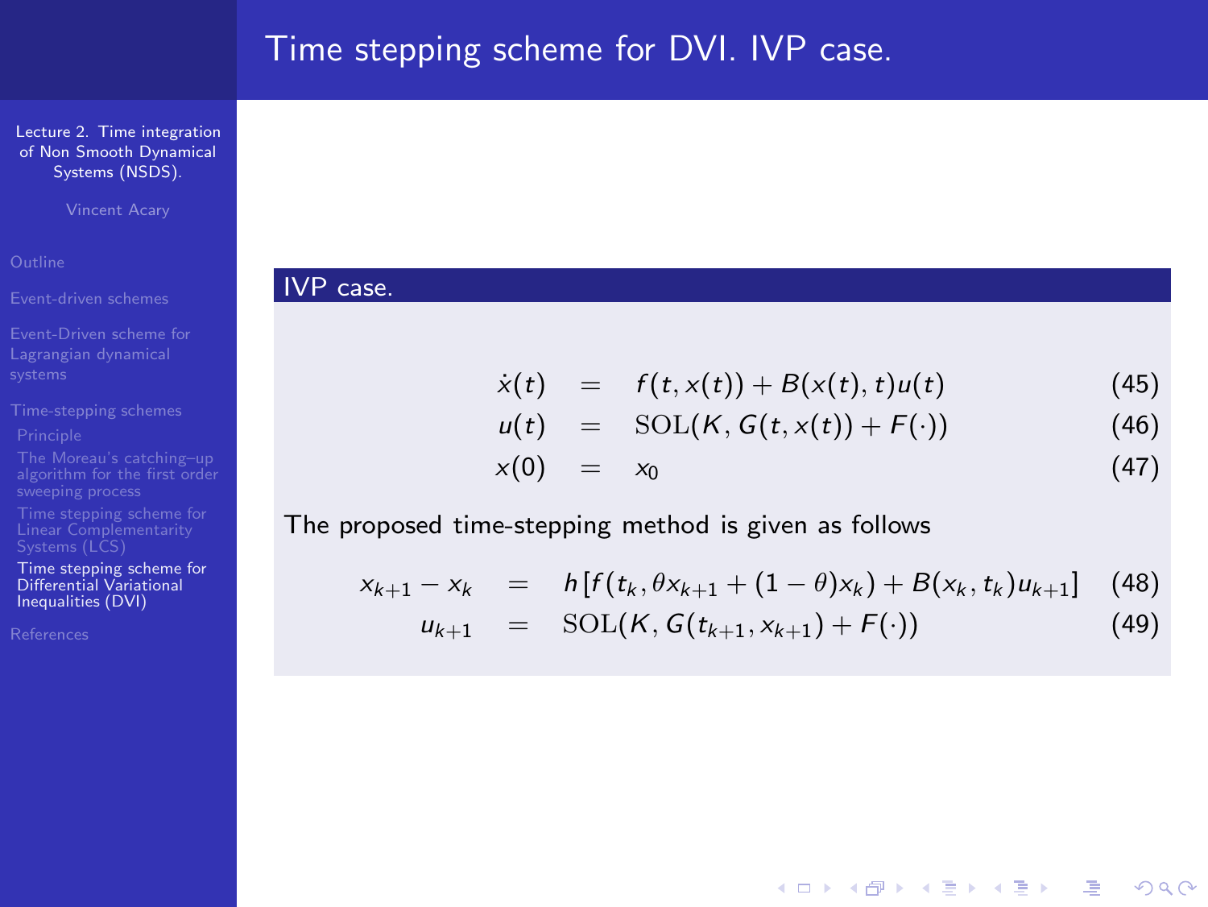# Time stepping scheme for DVI. IVP case.

### IVP case.

$$
\begin{aligned}
\dot{x}(t) &= f(t, x(t)) + B(x(t), t)u(t) \quad (45)\\
u(t) &= \mathrm{SOL}(K, G(t, x(t)) + F(\cdot)) \quad (46)\\
x(0) &= x_0 \quad (47)
\end{aligned}
$$

The proposed time-stepping method is given as follows

$$
\begin{aligned}
x_{k+1} - x_k &= h\left[f(t_k, \theta x_{k+1} + (1-\theta)x_k) + B(x_k, t_k)u_{k+1}\right] \quad (48)\\
u_{k+1} &= \mathrm{SOL}(K, G(t_{k+1}, x_{k+1}) + F(\cdot)) \quad (49)
\end{aligned}
$$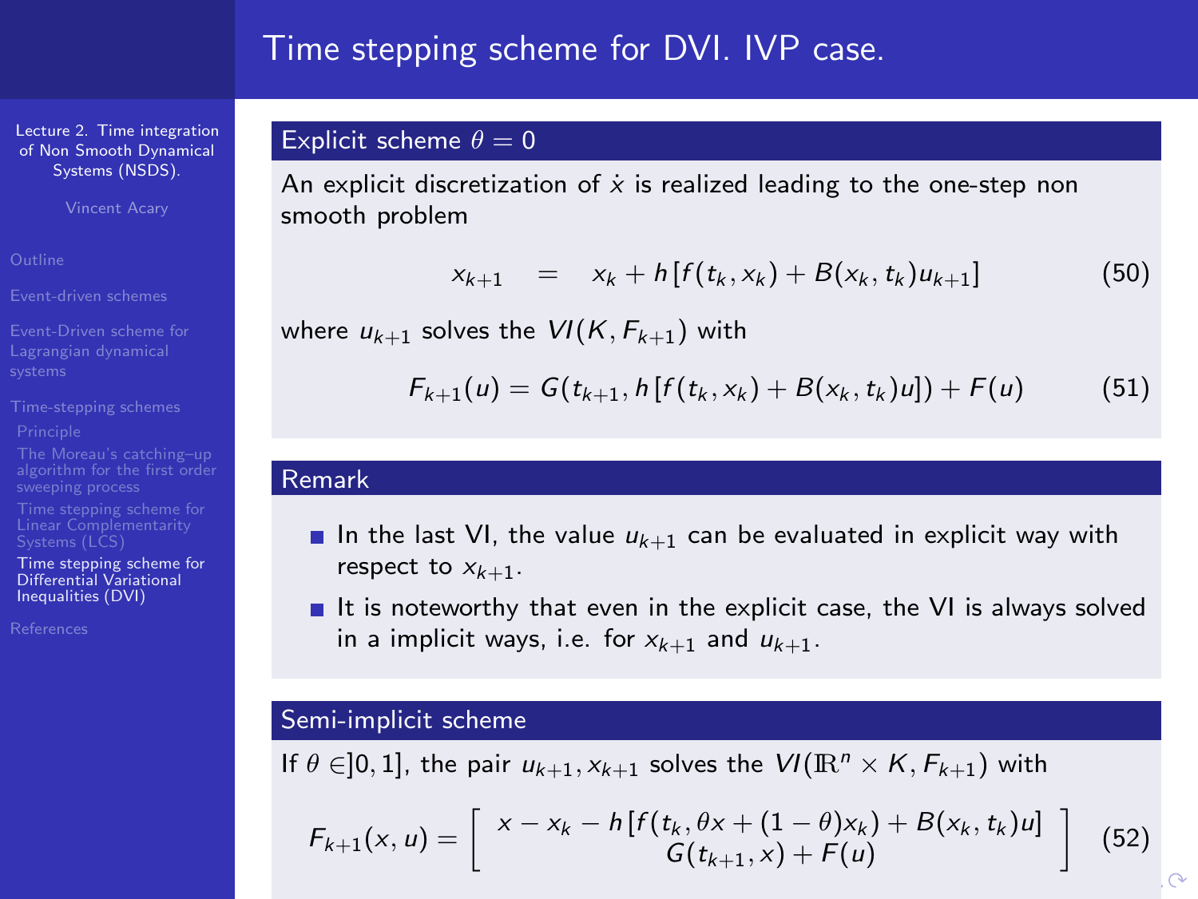# Time stepping scheme for DVI. IVP case.

## Explicit scheme $\theta = 0$

An explicit discretization of $\dot{x}$ is realized leading to the one-step non smooth problem

$$x_{k+1} \quad = \quad x_k + h\,[f(t_k, x_k) + B(x_k, t_k)u_{k+1}] \tag{50}$$

where $u_{k+1}$ solves the $VI(K, F_{k+1})$ with

$$F_{k+1}(u) = G(t_{k+1}, h\,[f(t_k, x_k) + B(x_k, t_k)u]) + F(u) \tag{51}$$

## Remark

- In the last VI, the value $u_{k+1}$ can be evaluated in explicit way with respect to $x_{k+1}$.
- It is noteworthy that even in the explicit case, the VI is always solved in a implicit ways, i.e. for $x_{k+1}$ and $u_{k+1}$.

## Semi-implicit scheme

If $\theta \in ]0, 1]$, the pair $u_{k+1}, x_{k+1}$ solves the $VI(\mathbb{R}^n \times K, F_{k+1})$ with

$$F_{k+1}(x, u) = \left[ \begin{array}{c} x - x_k - h\,[f(t_k, \theta x + (1-\theta)x_k) + B(x_k, t_k)u] \\ G(t_{k+1}, x) + F(u) \end{array} \right] \tag{52}$$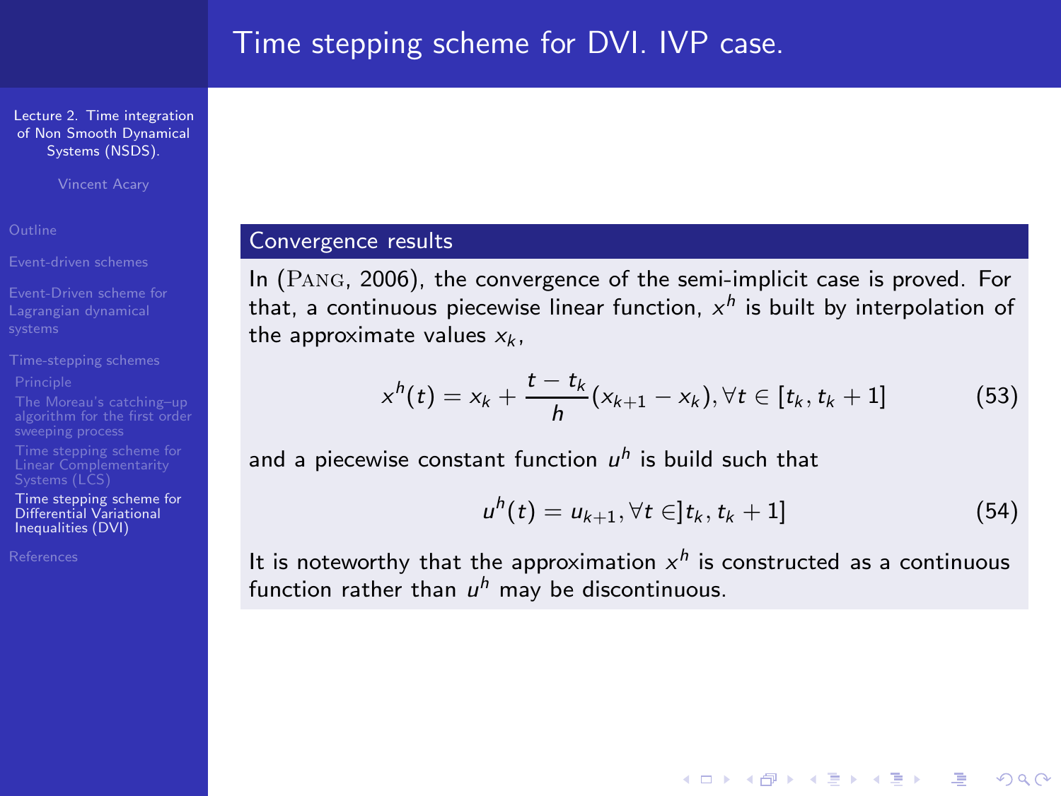# Time stepping scheme for DVI. IVP case.

## Convergence results

In (Pang, 2006), the convergence of the semi-implicit case is proved. For that, a continuous piecewise linear function, $x^h$ is built by interpolation of the approximate values $x_k$,

$$x^h(t) = x_k + \frac{t - t_k}{h}(x_{k+1} - x_k), \forall t \in [t_k, t_k + 1] \quad (53)$$

and a piecewise constant function $u^h$ is build such that

$$u^h(t) = u_{k+1}, \forall t \in ]t_k, t_k + 1] \quad (54)$$

It is noteworthy that the approximation $x^h$ is constructed as a continuous function rather than $u^h$ may be discontinuous.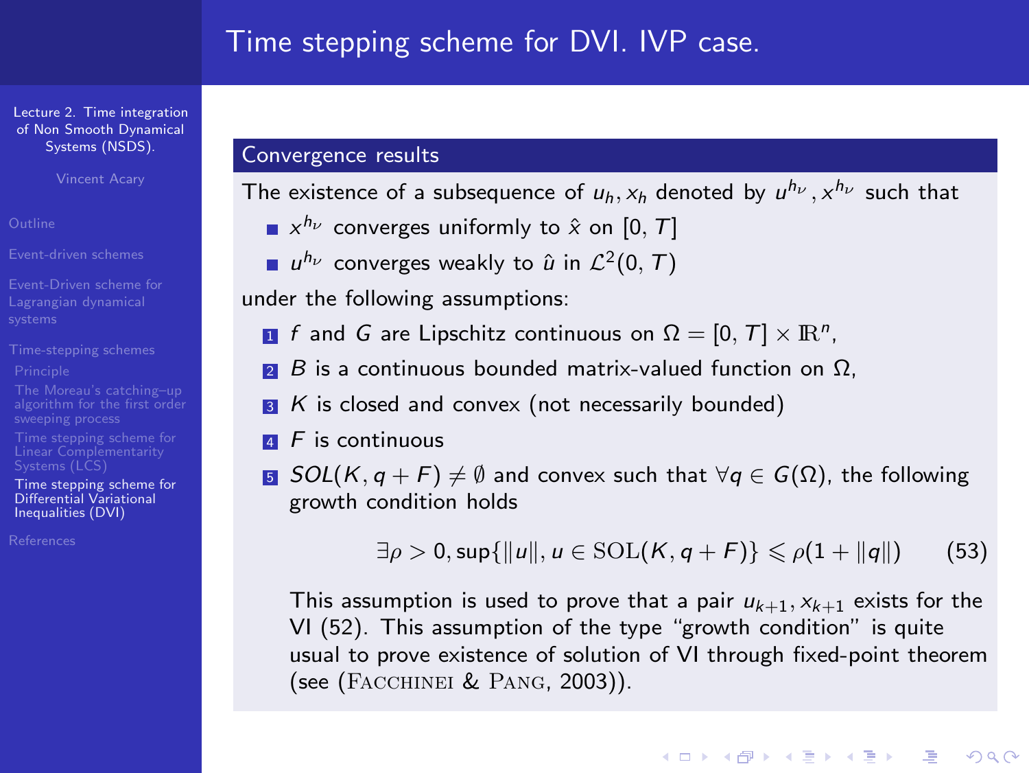# Time stepping scheme for DVI. IVP case.

## Convergence results

The existence of a subsequence of $u_h, x_h$ denoted by $u^{h_\nu}, x^{h_\nu}$ such that

- $x^{h_\nu}$ converges uniformly to $\hat{x}$ on $[0, T]$
- $u^{h_\nu}$ converges weakly to $\hat{u}$ in $\mathcal{L}^2(0, T)$

under the following assumptions:

1. $f$ and $G$ are Lipschitz continuous on $\Omega = [0, T] \times \mathbb{R}^n$,
2. $B$ is a continuous bounded matrix-valued function on $\Omega$,
3. $K$ is closed and convex (not necessarily bounded)
4. $F$ is continuous
5. $SOL(K, q + F) \neq \emptyset$ and convex such that $\forall q \in G(\Omega)$, the following growth condition holds

$$\exists \rho > 0, \sup\{\|u\|, u \in \mathrm{SOL}(K, q + F)\} \leqslant \rho(1 + \|q\|) \qquad (53)$$

   This assumption is used to prove that a pair $u_{k+1}, x_{k+1}$ exists for the VI (52). This assumption of the type "growth condition" is quite usual to prove existence of solution of VI through fixed-point theorem (see (Facchinei & Pang, 2003)).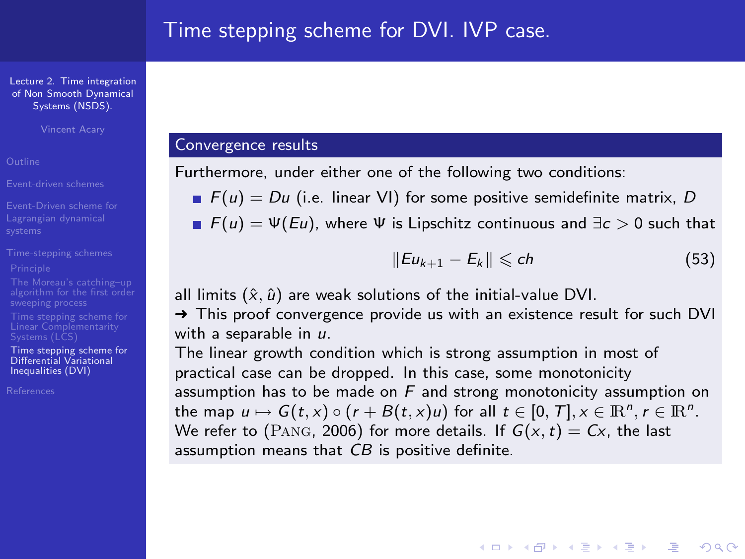# Time stepping scheme for DVI. IVP case.

## Convergence results

Furthermore, under either one of the following two conditions:

- $F(u) = Du$ (i.e. linear VI) for some positive semidefinite matrix, $D$
- $F(u) = \Psi(Eu)$, where $\Psi$ is Lipschitz continuous and $\exists c > 0$ such that

$$\|Eu_{k+1} - E_k\| \leqslant ch \tag{53}$$

all limits $(\hat{x}, \hat{u})$ are weak solutions of the initial-value DVI.

→ This proof convergence provide us with an existence result for such DVI with a separable in $u$.

The linear growth condition which is strong assumption in most of practical case can be dropped. In this case, some monotonicity assumption has to be made on $F$ and strong monotonicity assumption on the map $u \mapsto G(t,x) \circ (r + B(t,x)u)$ for all $t \in [0,T], x \in \mathbb{R}^n, r \in \mathbb{R}^n$. We refer to (Pang, 2006) for more details. If $G(x,t) = Cx$, the last assumption means that $CB$ is positive definite.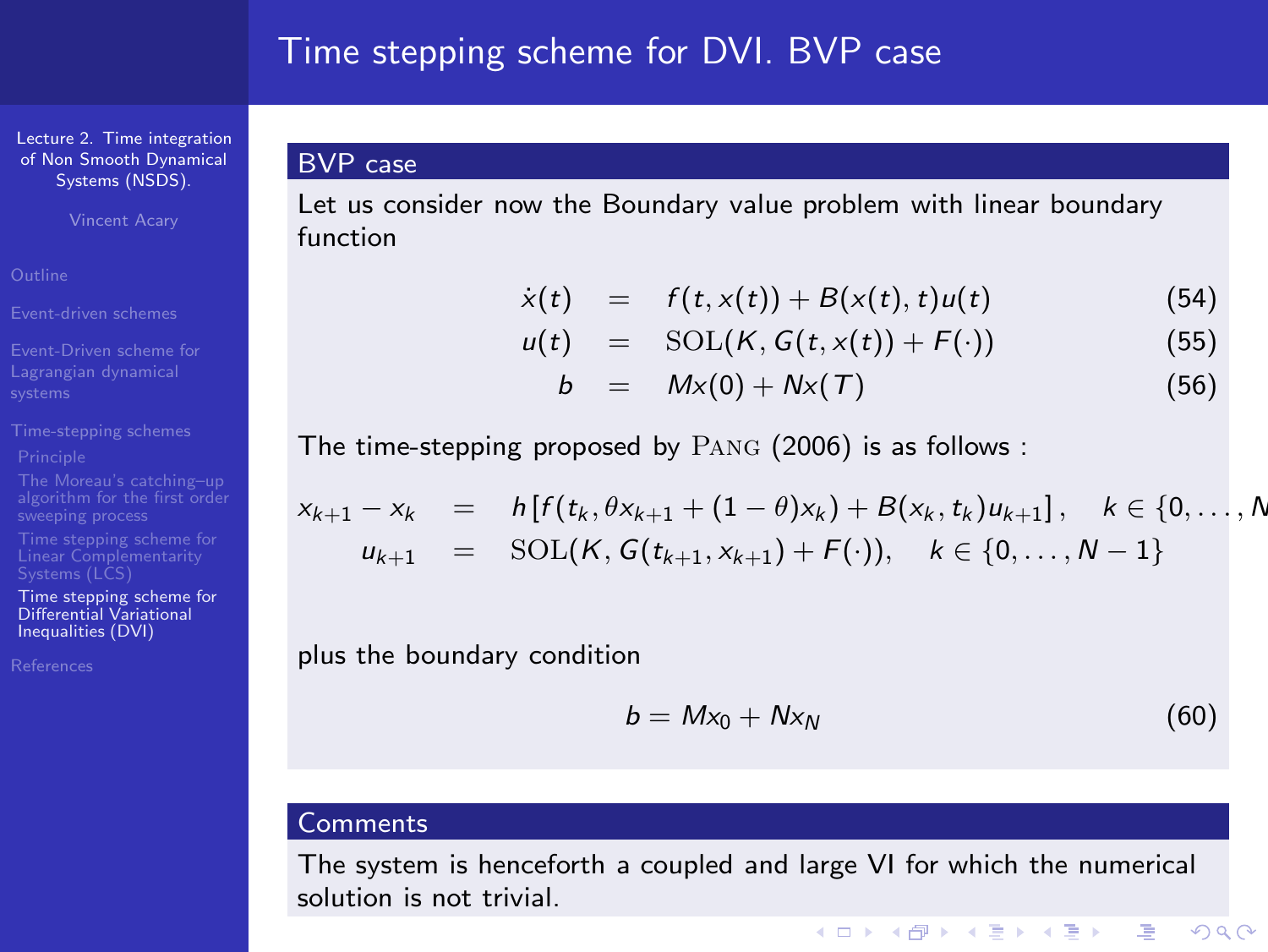# Time stepping scheme for DVI. BVP case

## BVP case

Let us consider now the Boundary value problem with linear boundary function

$$
\begin{aligned}
\dot{x}(t) &= f(t, x(t)) + B(x(t), t)u(t) && (54)\\
u(t) &= \mathrm{SOL}(K, G(t, x(t)) + F(\cdot)) && (55)\\
b &= Mx(0) + Nx(T) && (56)
\end{aligned}
$$

The time-stepping proposed by Pang (2006) is as follows :

$$
\begin{aligned}
x_{k+1} - x_k &= h\left[f(t_k, \theta x_{k+1} + (1-\theta)x_k) + B(x_k, t_k)u_{k+1}\right], \quad k \in \{0, \ldots, N
\\
u_{k+1} &= \mathrm{SOL}(K, G(t_{k+1}, x_{k+1}) + F(\cdot)), \quad k \in \{0, \ldots, N-1\}
\end{aligned}
$$

plus the boundary condition

$$
b = Mx_0 + Nx_N \quad (60)
$$

## Comments

The system is henceforth a coupled and large VI for which the numerical solution is not trivial.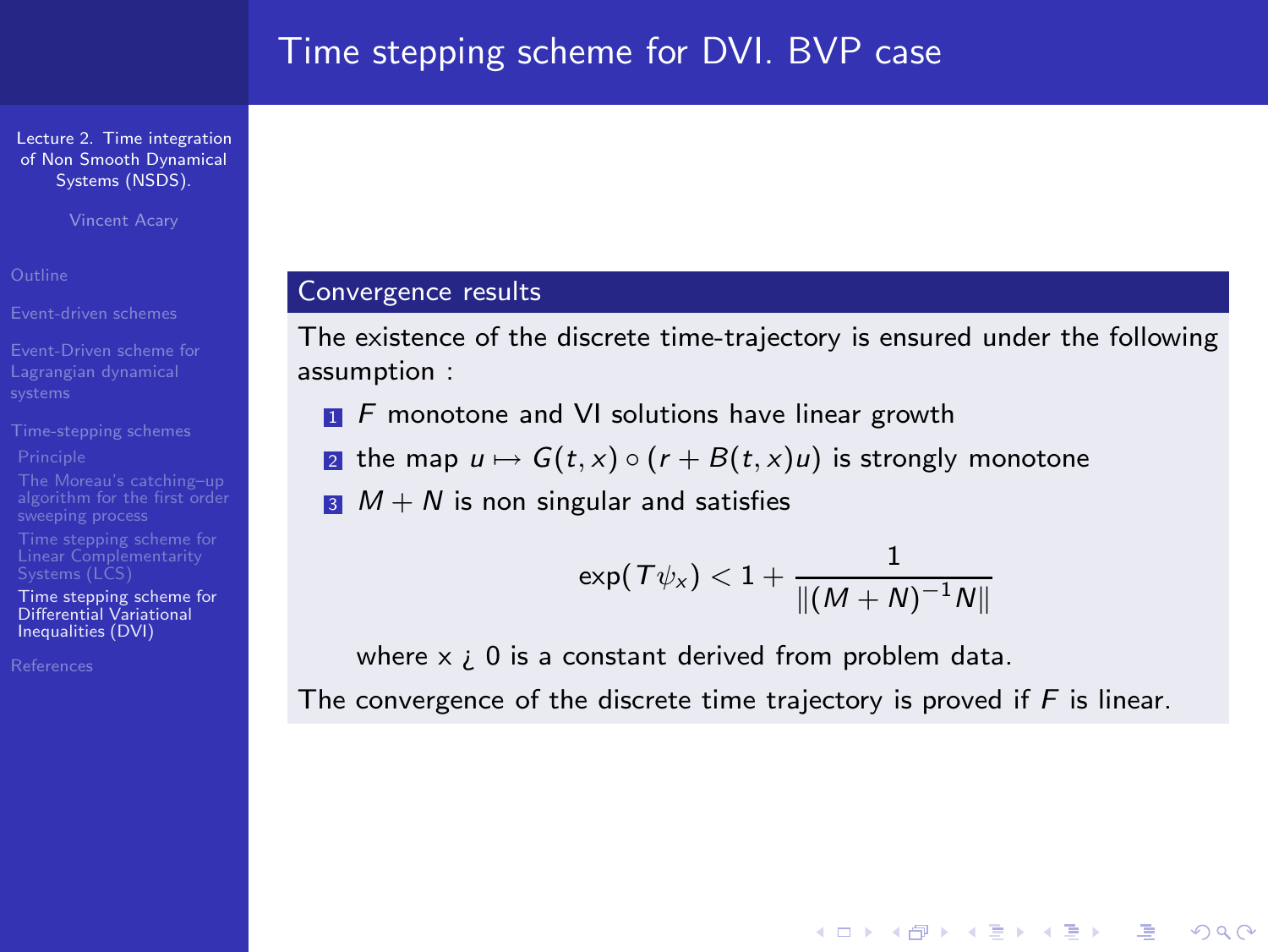# Time stepping scheme for DVI. BVP case

## Convergence results

The existence of the discrete time-trajectory is ensured under the following assumption :

1. $F$ monotone and VI solutions have linear growth
2. the map $u \mapsto G(t,x) \circ (r + B(t,x)u)$ is strongly monotone
3. $M + N$ is non singular and satisfies

$$\exp(T\psi_x) < 1 + \frac{1}{\|(M+N)^{-1}N\|}$$

where x ¿ 0 is a constant derived from problem data.

The convergence of the discrete time trajectory is proved if $F$ is linear.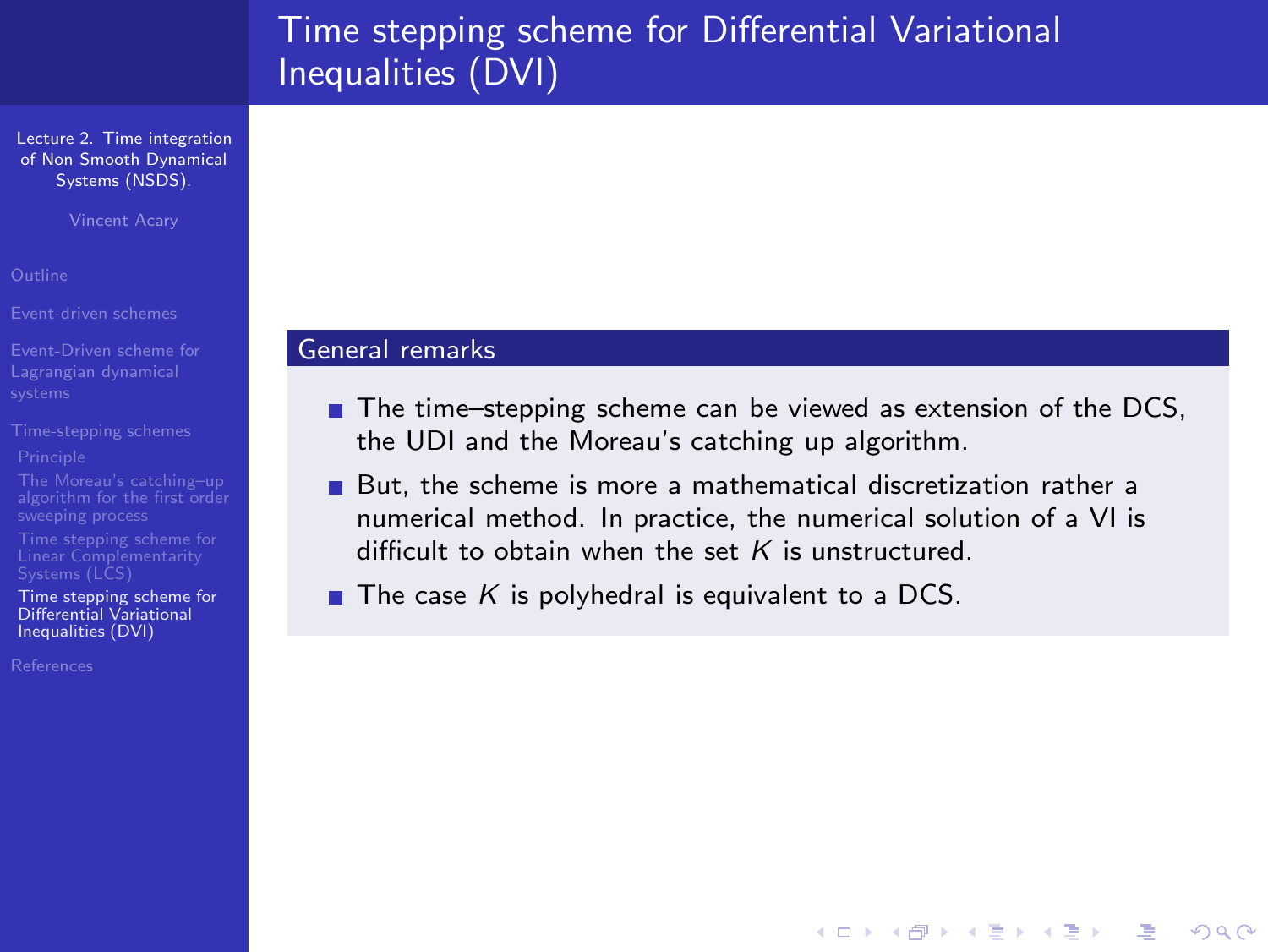# Time stepping scheme for Differential Variational Inequalities (DVI)

## General remarks

- The time–stepping scheme can be viewed as extension of the DCS, the UDI and the Moreau's catching up algorithm.
- But, the scheme is more a mathematical discretization rather a numerical method. In practice, the numerical solution of a VI is difficult to obtain when the set $K$ is unstructured.
- The case $K$ is polyhedral is equivalent to a DCS.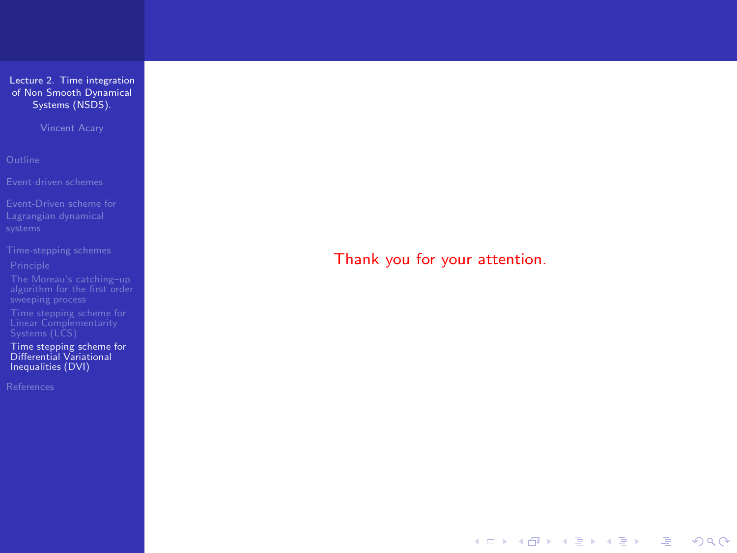Thank you for your attention.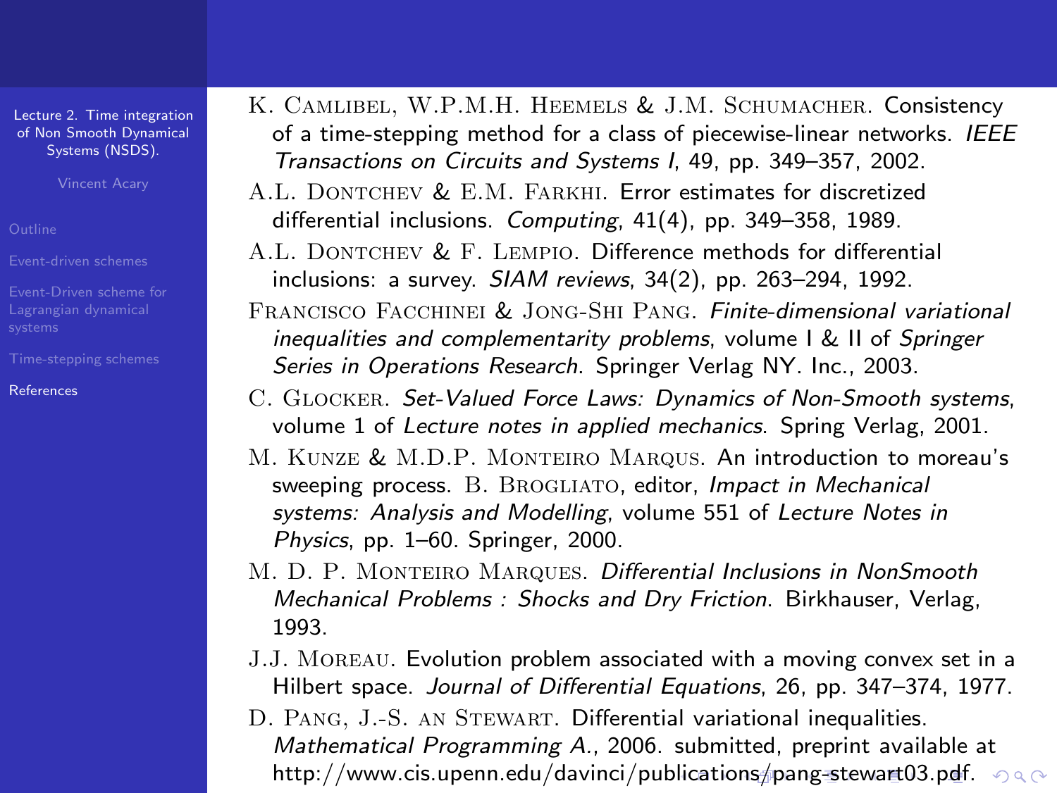K. Camlibel, W.P.M.H. Heemels & J.M. Schumacher. Consistency of a time-stepping method for a class of piecewise-linear networks. *IEEE Transactions on Circuits and Systems I*, 49, pp. 349–357, 2002.

A.L. Dontchev & E.M. Farkhi. Error estimates for discretized differential inclusions. *Computing*, 41(4), pp. 349–358, 1989.

A.L. Dontchev & F. Lempio. Difference methods for differential inclusions: a survey. *SIAM reviews*, 34(2), pp. 263–294, 1992.

Francisco Facchinei & Jong-Shi Pang. *Finite-dimensional variational inequalities and complementarity problems*, volume I & II of *Springer Series in Operations Research*. Springer Verlag NY. Inc., 2003.

C. Glocker. *Set-Valued Force Laws: Dynamics of Non-Smooth systems*, volume 1 of *Lecture notes in applied mechanics*. Spring Verlag, 2001.

M. Kunze & M.D.P. Monteiro Marqus. An introduction to moreau's sweeping process. B. Brogliato, editor, *Impact in Mechanical systems: Analysis and Modelling*, volume 551 of *Lecture Notes in Physics*, pp. 1–60. Springer, 2000.

M. D. P. Monteiro Marques. *Differential Inclusions in NonSmooth Mechanical Problems : Shocks and Dry Friction*. Birkhauser, Verlag, 1993.

J.J. Moreau. Evolution problem associated with a moving convex set in a Hilbert space. *Journal of Differential Equations*, 26, pp. 347–374, 1977.

D. Pang, J.-S. an Stewart. Differential variational inequalities. *Mathematical Programming A.*, 2006. submitted, preprint available at http://www.cis.upenn.edu/davinci/publications/pang-stewart03.pdf.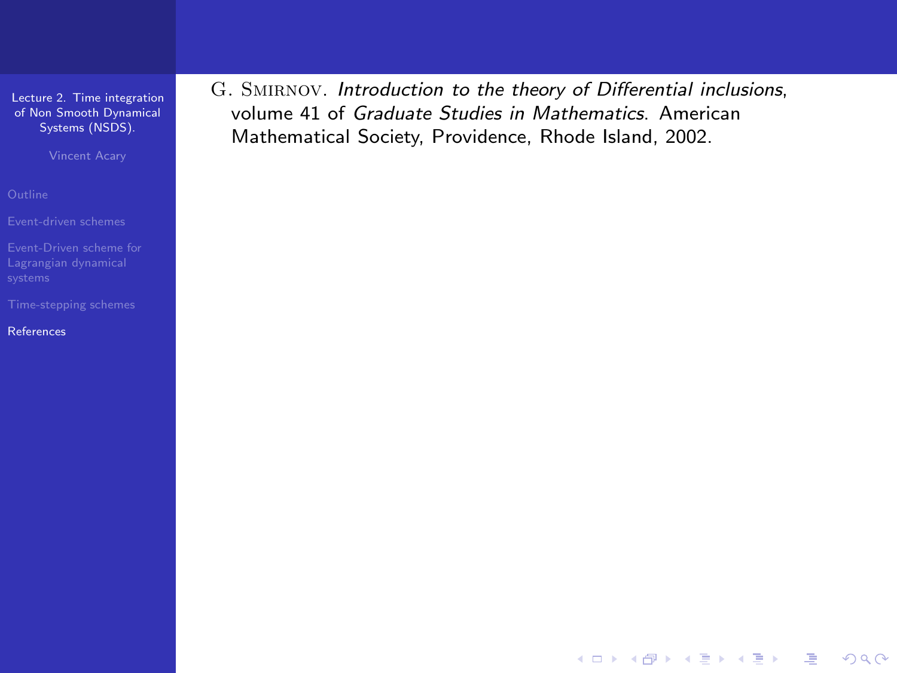G. Smirnov. *Introduction to the theory of Differential inclusions*, volume 41 of *Graduate Studies in Mathematics*. American Mathematical Society, Providence, Rhode Island, 2002.